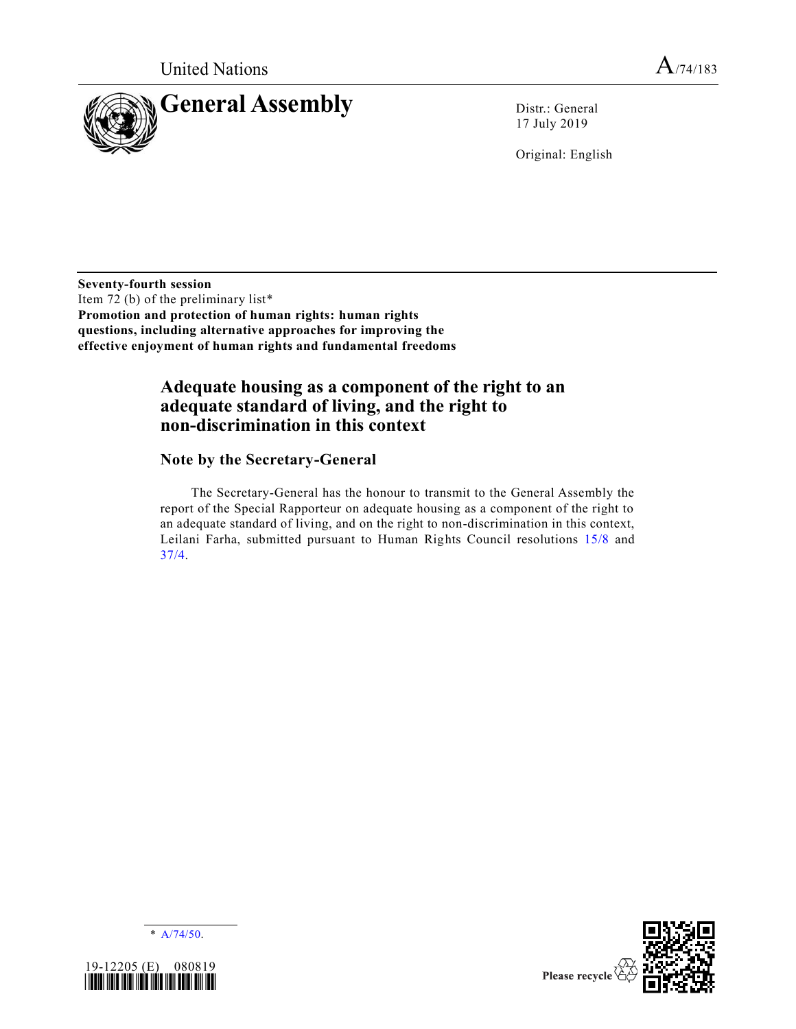United Nations A/74/183

# General Assembly

Distr.: General
17 July 2019

Original: English

**Seventy-fourth session**
Item 72 (b) of the preliminary list*
**Promotion and protection of human rights: human rights questions, including alternative approaches for improving the effective enjoyment of human rights and fundamental freedoms**

## Adequate housing as a component of the right to an adequate standard of living, and the right to non-discrimination in this context

### Note by the Secretary-General

The Secretary-General has the honour to transmit to the General Assembly the report of the Special Rapporteur on adequate housing as a component of the right to an adequate standard of living, and on the right to non-discrimination in this context, Leilani Farha, submitted pursuant to Human Rights Council resolutions 15/8 and 37/4.

\* A/74/50.

19-12205 (E) 080819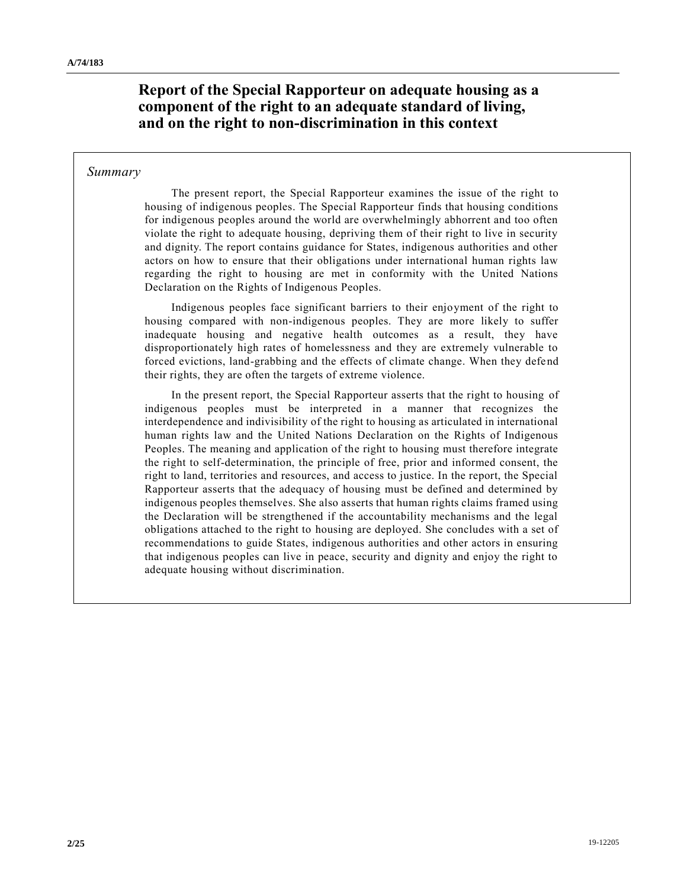# Report of the Special Rapporteur on adequate housing as a component of the right to an adequate standard of living, and on the right to non-discrimination in this context

*Summary*

The present report, the Special Rapporteur examines the issue of the right to housing of indigenous peoples. The Special Rapporteur finds that housing conditions for indigenous peoples around the world are overwhelmingly abhorrent and too often violate the right to adequate housing, depriving them of their right to live in security and dignity. The report contains guidance for States, indigenous authorities and other actors on how to ensure that their obligations under international human rights law regarding the right to housing are met in conformity with the United Nations Declaration on the Rights of Indigenous Peoples.

Indigenous peoples face significant barriers to their enjoyment of the right to housing compared with non-indigenous peoples. They are more likely to suffer inadequate housing and negative health outcomes as a result, they have disproportionately high rates of homelessness and they are extremely vulnerable to forced evictions, land-grabbing and the effects of climate change. When they defend their rights, they are often the targets of extreme violence.

In the present report, the Special Rapporteur asserts that the right to housing of indigenous peoples must be interpreted in a manner that recognizes the interdependence and indivisibility of the right to housing as articulated in international human rights law and the United Nations Declaration on the Rights of Indigenous Peoples. The meaning and application of the right to housing must therefore integrate the right to self-determination, the principle of free, prior and informed consent, the right to land, territories and resources, and access to justice. In the report, the Special Rapporteur asserts that the adequacy of housing must be defined and determined by indigenous peoples themselves. She also asserts that human rights claims framed using the Declaration will be strengthened if the accountability mechanisms and the legal obligations attached to the right to housing are deployed. She concludes with a set of recommendations to guide States, indigenous authorities and other actors in ensuring that indigenous peoples can live in peace, security and dignity and enjoy the right to adequate housing without discrimination.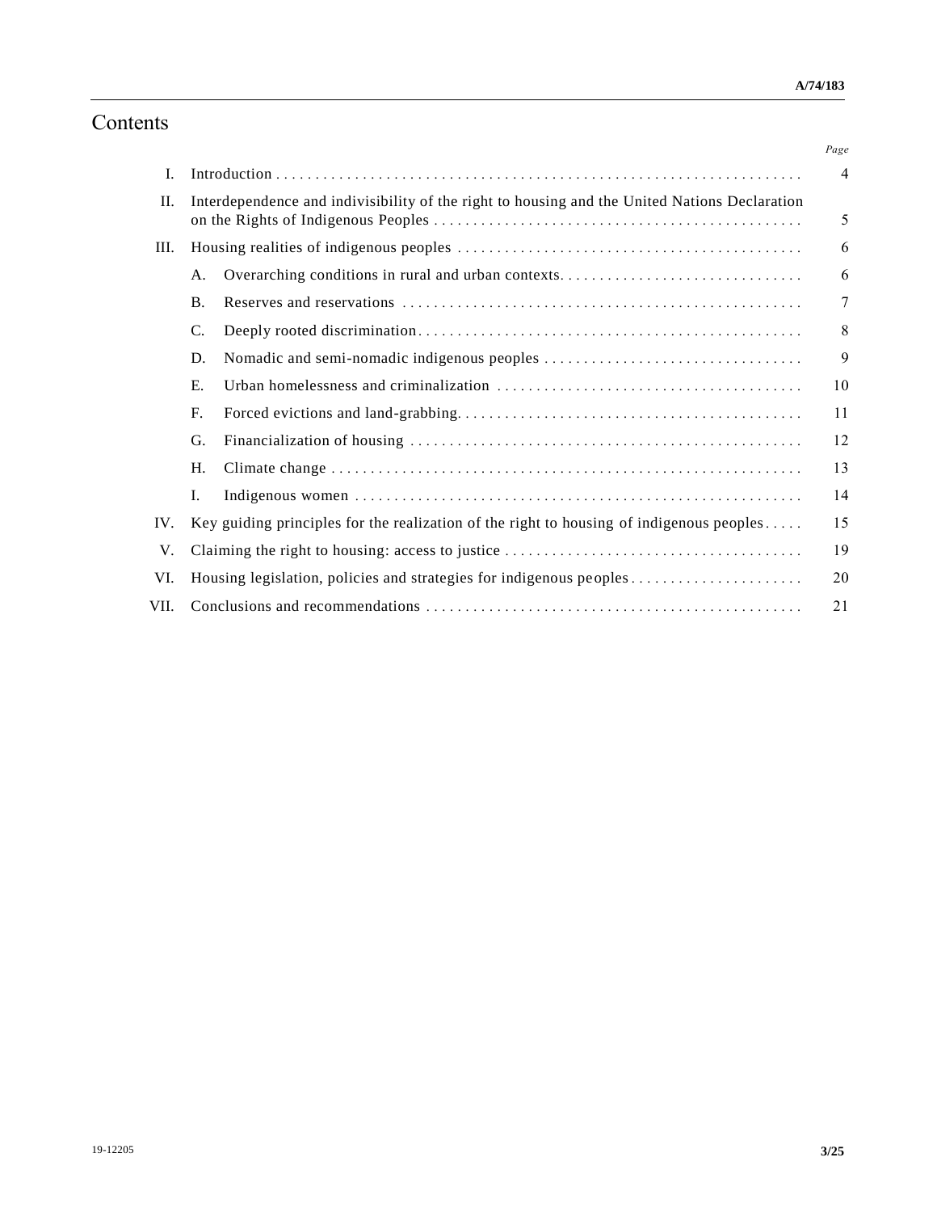# Contents

| | | | Page |
|---|---|---|---|
| I. | Introduction | | 4 |
| II. | Interdependence and indivisibility of the right to housing and the United Nations Declaration on the Rights of Indigenous Peoples | | 5 |
| III. | Housing realities of indigenous peoples | | 6 |
| | A. | Overarching conditions in rural and urban contexts | 6 |
| | B. | Reserves and reservations | 7 |
| | C. | Deeply rooted discrimination | 8 |
| | D. | Nomadic and semi-nomadic indigenous peoples | 9 |
| | E. | Urban homelessness and criminalization | 10 |
| | F. | Forced evictions and land-grabbing | 11 |
| | G. | Financialization of housing | 12 |
| | H. | Climate change | 13 |
| | I. | Indigenous women | 14 |
| IV. | Key guiding principles for the realization of the right to housing of indigenous peoples | | 15 |
| V. | Claiming the right to housing: access to justice | | 19 |
| VI. | Housing legislation, policies and strategies for indigenous peoples | | 20 |
| VII. | Conclusions and recommendations | | 21 |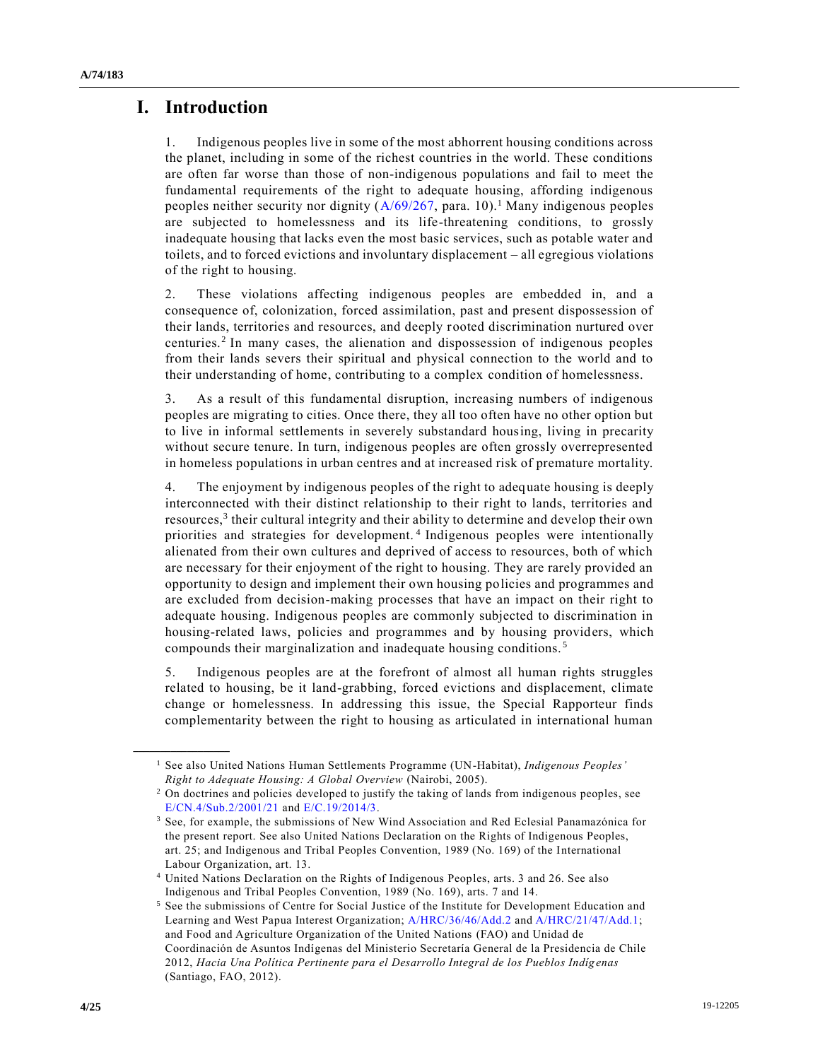# I. Introduction

1. Indigenous peoples live in some of the most abhorrent housing conditions across the planet, including in some of the richest countries in the world. These conditions are often far worse than those of non-indigenous populations and fail to meet the fundamental requirements of the right to adequate housing, affording indigenous peoples neither security nor dignity (A/69/267, para. 10).[1] Many indigenous peoples are subjected to homelessness and its life-threatening conditions, to grossly inadequate housing that lacks even the most basic services, such as potable water and toilets, and to forced evictions and involuntary displacement – all egregious violations of the right to housing.

2. These violations affecting indigenous peoples are embedded in, and a consequence of, colonization, forced assimilation, past and present dispossession of their lands, territories and resources, and deeply rooted discrimination nurtured over centuries.[2] In many cases, the alienation and dispossession of indigenous peoples from their lands severs their spiritual and physical connection to the world and to their understanding of home, contributing to a complex condition of homelessness.

3. As a result of this fundamental disruption, increasing numbers of indigenous peoples are migrating to cities. Once there, they all too often have no other option but to live in informal settlements in severely substandard housing, living in precarity without secure tenure. In turn, indigenous peoples are often grossly overrepresented in homeless populations in urban centres and at increased risk of premature mortality.

4. The enjoyment by indigenous peoples of the right to adequate housing is deeply interconnected with their distinct relationship to their right to lands, territories and resources,[3] their cultural integrity and their ability to determine and develop their own priorities and strategies for development.[4] Indigenous peoples were intentionally alienated from their own cultures and deprived of access to resources, both of which are necessary for their enjoyment of the right to housing. They are rarely provided an opportunity to design and implement their own housing policies and programmes and are excluded from decision-making processes that have an impact on their right to adequate housing. Indigenous peoples are commonly subjected to discrimination in housing-related laws, policies and programmes and by housing providers, which compounds their marginalization and inadequate housing conditions.[5]

5. Indigenous peoples are at the forefront of almost all human rights struggles related to housing, be it land-grabbing, forced evictions and displacement, climate change or homelessness. In addressing this issue, the Special Rapporteur finds complementarity between the right to housing as articulated in international human

---

[1] See also United Nations Human Settlements Programme (UN-Habitat), *Indigenous Peoples' Right to Adequate Housing: A Global Overview* (Nairobi, 2005).

[2] On doctrines and policies developed to justify the taking of lands from indigenous peoples, see E/CN.4/Sub.2/2001/21 and E/C.19/2014/3.

[3] See, for example, the submissions of New Wind Association and Red Eclesial Panamazónica for the present report. See also United Nations Declaration on the Rights of Indigenous Peoples, art. 25; and Indigenous and Tribal Peoples Convention, 1989 (No. 169) of the International Labour Organization, art. 13.

[4] United Nations Declaration on the Rights of Indigenous Peoples, arts. 3 and 26. See also Indigenous and Tribal Peoples Convention, 1989 (No. 169), arts. 7 and 14.

[5] See the submissions of Centre for Social Justice of the Institute for Development Education and Learning and West Papua Interest Organization; A/HRC/36/46/Add.2 and A/HRC/21/47/Add.1; and Food and Agriculture Organization of the United Nations (FAO) and Unidad de Coordinación de Asuntos Indígenas del Ministerio Secretaría General de la Presidencia de Chile 2012, *Hacia Una Política Pertinente para el Desarrollo Integral de los Pueblos Indígenas* (Santiago, FAO, 2012).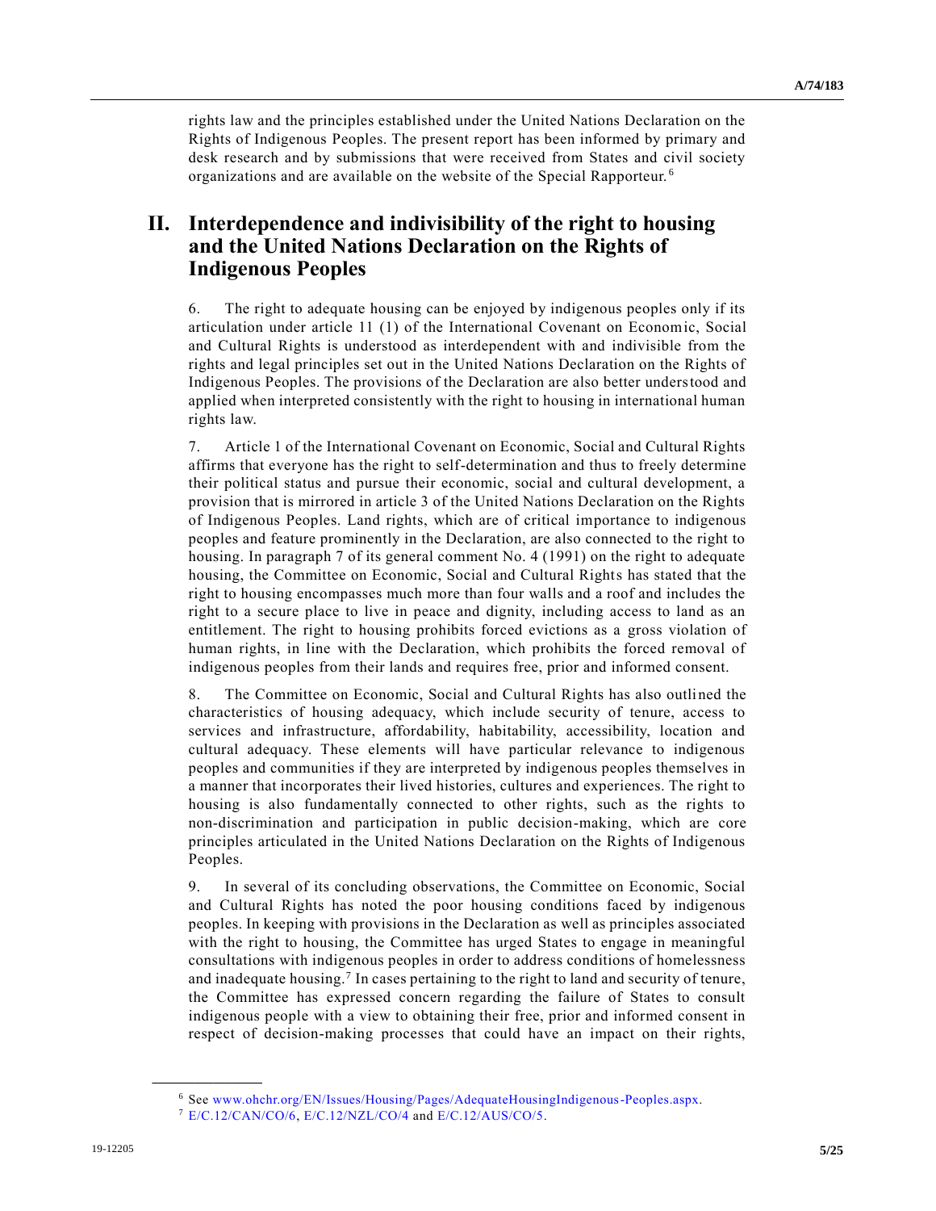rights law and the principles established under the United Nations Declaration on the Rights of Indigenous Peoples. The present report has been informed by primary and desk research and by submissions that were received from States and civil society organizations and are available on the website of the Special Rapporteur.[6]

## II. Interdependence and indivisibility of the right to housing and the United Nations Declaration on the Rights of Indigenous Peoples

6. The right to adequate housing can be enjoyed by indigenous peoples only if its articulation under article 11 (1) of the International Covenant on Economic, Social and Cultural Rights is understood as interdependent with and indivisible from the rights and legal principles set out in the United Nations Declaration on the Rights of Indigenous Peoples. The provisions of the Declaration are also better understood and applied when interpreted consistently with the right to housing in international human rights law.

7. Article 1 of the International Covenant on Economic, Social and Cultural Rights affirms that everyone has the right to self-determination and thus to freely determine their political status and pursue their economic, social and cultural development, a provision that is mirrored in article 3 of the United Nations Declaration on the Rights of Indigenous Peoples. Land rights, which are of critical importance to indigenous peoples and feature prominently in the Declaration, are also connected to the right to housing. In paragraph 7 of its general comment No. 4 (1991) on the right to adequate housing, the Committee on Economic, Social and Cultural Rights has stated that the right to housing encompasses much more than four walls and a roof and includes the right to a secure place to live in peace and dignity, including access to land as an entitlement. The right to housing prohibits forced evictions as a gross violation of human rights, in line with the Declaration, which prohibits the forced removal of indigenous peoples from their lands and requires free, prior and informed consent.

8. The Committee on Economic, Social and Cultural Rights has also outlined the characteristics of housing adequacy, which include security of tenure, access to services and infrastructure, affordability, habitability, accessibility, location and cultural adequacy. These elements will have particular relevance to indigenous peoples and communities if they are interpreted by indigenous peoples themselves in a manner that incorporates their lived histories, cultures and experiences. The right to housing is also fundamentally connected to other rights, such as the rights to non-discrimination and participation in public decision-making, which are core principles articulated in the United Nations Declaration on the Rights of Indigenous Peoples.

9. In several of its concluding observations, the Committee on Economic, Social and Cultural Rights has noted the poor housing conditions faced by indigenous peoples. In keeping with provisions in the Declaration as well as principles associated with the right to housing, the Committee has urged States to engage in meaningful consultations with indigenous peoples in order to address conditions of homelessness and inadequate housing.[7] In cases pertaining to the right to land and security of tenure, the Committee has expressed concern regarding the failure of States to consult indigenous people with a view to obtaining their free, prior and informed consent in respect of decision-making processes that could have an impact on their rights,

---

[6] See www.ohchr.org/EN/Issues/Housing/Pages/AdequateHousingIndigenous-Peoples.aspx.

[7] E/C.12/CAN/CO/6, E/C.12/NZL/CO/4 and E/C.12/AUS/CO/5.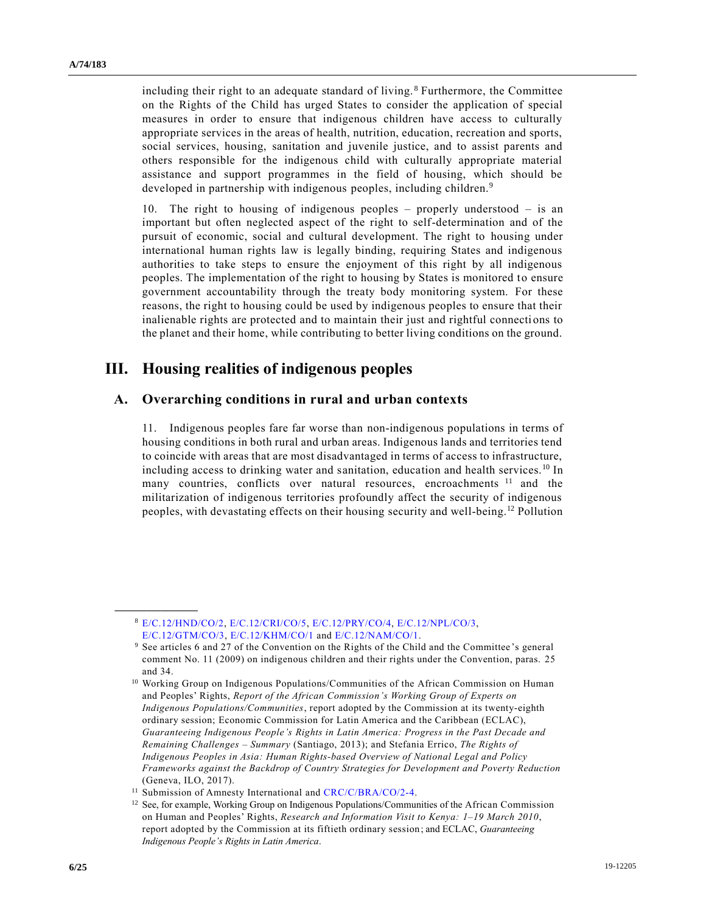including their right to an adequate standard of living.[8] Furthermore, the Committee on the Rights of the Child has urged States to consider the application of special measures in order to ensure that indigenous children have access to culturally appropriate services in the areas of health, nutrition, education, recreation and sports, social services, housing, sanitation and juvenile justice, and to assist parents and others responsible for the indigenous child with culturally appropriate material assistance and support programmes in the field of housing, which should be developed in partnership with indigenous peoples, including children.[9]

10. The right to housing of indigenous peoples – properly understood – is an important but often neglected aspect of the right to self-determination and of the pursuit of economic, social and cultural development. The right to housing under international human rights law is legally binding, requiring States and indigenous authorities to take steps to ensure the enjoyment of this right by all indigenous peoples. The implementation of the right to housing by States is monitored to ensure government accountability through the treaty body monitoring system. For these reasons, the right to housing could be used by indigenous peoples to ensure that their inalienable rights are protected and to maintain their just and rightful connections to the planet and their home, while contributing to better living conditions on the ground.

# III. Housing realities of indigenous peoples

## A. Overarching conditions in rural and urban contexts

11. Indigenous peoples fare far worse than non-indigenous populations in terms of housing conditions in both rural and urban areas. Indigenous lands and territories tend to coincide with areas that are most disadvantaged in terms of access to infrastructure, including access to drinking water and sanitation, education and health services.[10] In many countries, conflicts over natural resources, encroachments[11] and the militarization of indigenous territories profoundly affect the security of indigenous peoples, with devastating effects on their housing security and well-being.[12] Pollution

---

[8] E/C.12/HND/CO/2, E/C.12/CRI/CO/5, E/C.12/PRY/CO/4, E/C.12/NPL/CO/3, E/C.12/GTM/CO/3, E/C.12/KHM/CO/1 and E/C.12/NAM/CO/1.

[9] See articles 6 and 27 of the Convention on the Rights of the Child and the Committee's general comment No. 11 (2009) on indigenous children and their rights under the Convention, paras. 25 and 34.

[10] Working Group on Indigenous Populations/Communities of the African Commission on Human and Peoples' Rights, *Report of the African Commission's Working Group of Experts on Indigenous Populations/Communities*, report adopted by the Commission at its twenty-eighth ordinary session; Economic Commission for Latin America and the Caribbean (ECLAC), *Guaranteeing Indigenous People's Rights in Latin America: Progress in the Past Decade and Remaining Challenges – Summary* (Santiago, 2013); and Stefania Errico, *The Rights of Indigenous Peoples in Asia: Human Rights-based Overview of National Legal and Policy Frameworks against the Backdrop of Country Strategies for Development and Poverty Reduction* (Geneva, ILO, 2017).

[11] Submission of Amnesty International and CRC/C/BRA/CO/2-4.

[12] See, for example, Working Group on Indigenous Populations/Communities of the African Commission on Human and Peoples' Rights, *Research and Information Visit to Kenya: 1–19 March 2010*, report adopted by the Commission at its fiftieth ordinary session; and ECLAC, *Guaranteeing Indigenous People's Rights in Latin America*.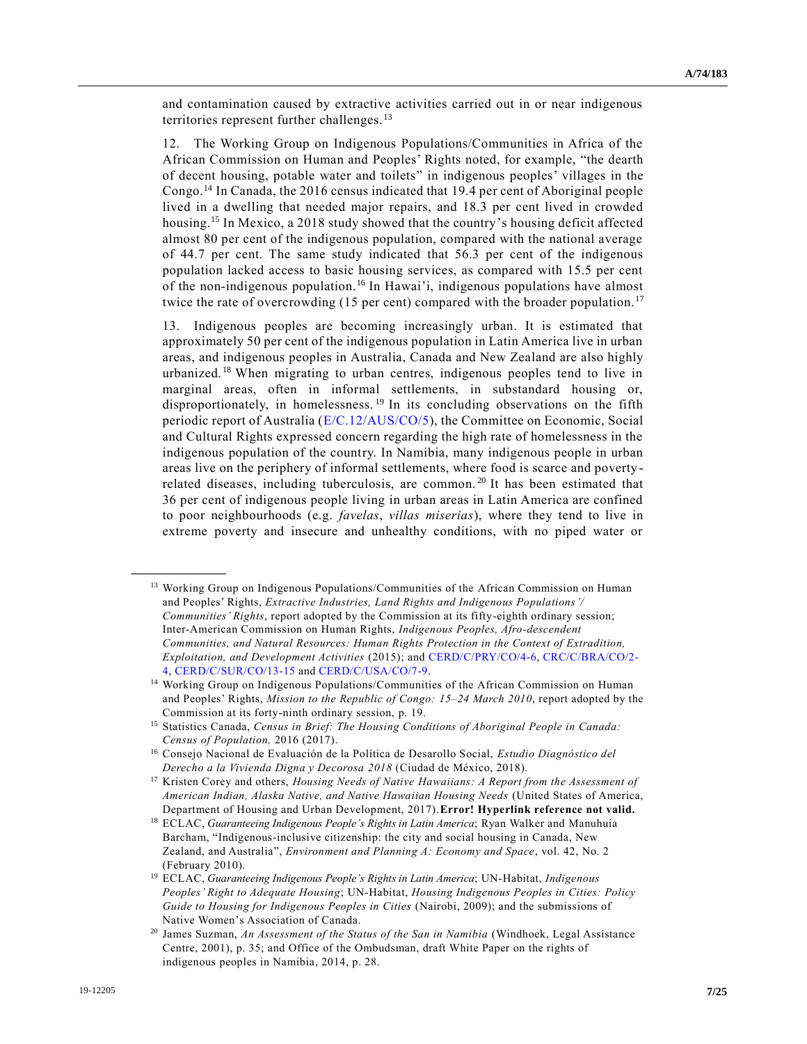and contamination caused by extractive activities carried out in or near indigenous territories represent further challenges.[13]

12. The Working Group on Indigenous Populations/Communities in Africa of the African Commission on Human and Peoples' Rights noted, for example, "the dearth of decent housing, potable water and toilets" in indigenous peoples' villages in the Congo.[14] In Canada, the 2016 census indicated that 19.4 per cent of Aboriginal people lived in a dwelling that needed major repairs, and 18.3 per cent lived in crowded housing.[15] In Mexico, a 2018 study showed that the country's housing deficit affected almost 80 per cent of the indigenous population, compared with the national average of 44.7 per cent. The same study indicated that 56.3 per cent of the indigenous population lacked access to basic housing services, as compared with 15.5 per cent of the non-indigenous population.[16] In Hawai'i, indigenous populations have almost twice the rate of overcrowding (15 per cent) compared with the broader population.[17]

13. Indigenous peoples are becoming increasingly urban. It is estimated that approximately 50 per cent of the indigenous population in Latin America live in urban areas, and indigenous peoples in Australia, Canada and New Zealand are also highly urbanized.[18] When migrating to urban centres, indigenous peoples tend to live in marginal areas, often in informal settlements, in substandard housing or, disproportionately, in homelessness.[19] In its concluding observations on the fifth periodic report of Australia (E/C.12/AUS/CO/5), the Committee on Economic, Social and Cultural Rights expressed concern regarding the high rate of homelessness in the indigenous population of the country. In Namibia, many indigenous people in urban areas live on the periphery of informal settlements, where food is scarce and poverty-related diseases, including tuberculosis, are common.[20] It has been estimated that 36 per cent of indigenous people living in urban areas in Latin America are confined to poor neighbourhoods (e.g. *favelas*, *villas miserias*), where they tend to live in extreme poverty and insecure and unhealthy conditions, with no piped water or

---

[13] Working Group on Indigenous Populations/Communities of the African Commission on Human and Peoples' Rights, *Extractive Industries, Land Rights and Indigenous Populations'/ Communities' Rights*, report adopted by the Commission at its fifty-eighth ordinary session; Inter-American Commission on Human Rights, *Indigenous Peoples, Afro-descendent Communities, and Natural Resources: Human Rights Protection in the Context of Extradition, Exploitation, and Development Activities* (2015); and CERD/C/PRY/CO/4-6, CRC/C/BRA/CO/2-4, CERD/C/SUR/CO/13-15 and CERD/C/USA/CO/7-9.

[14] Working Group on Indigenous Populations/Communities of the African Commission on Human and Peoples' Rights, *Mission to the Republic of Congo: 15–24 March 2010*, report adopted by the Commission at its forty-ninth ordinary session, p. 19.

[15] Statistics Canada, *Census in Brief: The Housing Conditions of Aboriginal People in Canada: Census of Population,* 2016 (2017).

[16] Consejo Nacional de Evaluación de la Política de Desarollo Social, *Estudio Diagnóstico del Derecho a la Vivienda Digna y Decorosa 2018* (Ciudad de México, 2018).

[17] Kristen Corey and others, *Housing Needs of Native Hawaiians: A Report from the Assessment of American Indian, Alaska Native, and Native Hawaiian Housing Needs* (United States of America, Department of Housing and Urban Development, 2017). **Error! Hyperlink reference not valid.**

[18] ECLAC, *Guaranteeing Indigenous People's Rights in Latin America*; Ryan Walker and Manuhuia Barcham, "Indigenous-inclusive citizenship: the city and social housing in Canada, New Zealand, and Australia", *Environment and Planning A: Economy and Space*, vol. 42, No. 2 (February 2010).

[19] ECLAC, *Guaranteeing Indigenous People's Rights in Latin America*; UN-Habitat, *Indigenous Peoples' Right to Adequate Housing*; UN-Habitat, *Housing Indigenous Peoples in Cities: Policy Guide to Housing for Indigenous Peoples in Cities* (Nairobi, 2009); and the submissions of Native Women's Association of Canada.

[20] James Suzman, *An Assessment of the Status of the San in Namibia* (Windhoek, Legal Assistance Centre, 2001), p. 35; and Office of the Ombudsman, draft White Paper on the rights of indigenous peoples in Namibia, 2014, p. 28.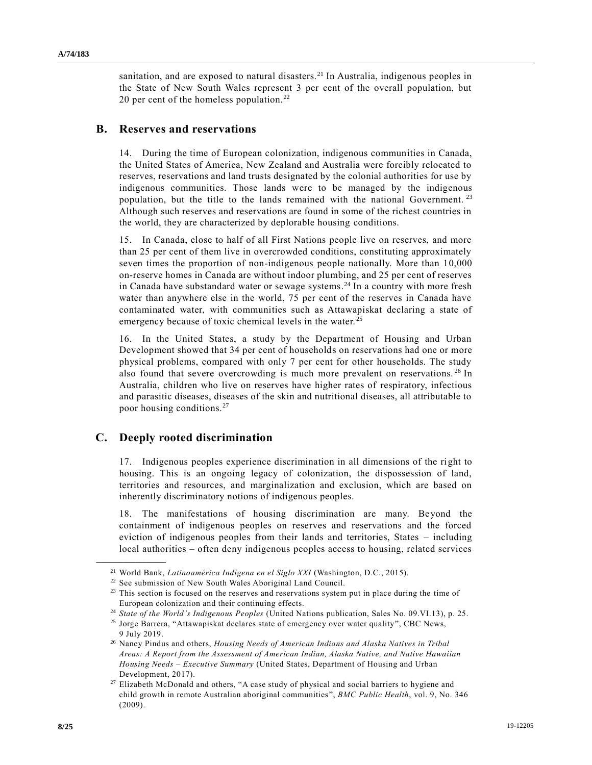sanitation, and are exposed to natural disasters.[21] In Australia, indigenous peoples in the State of New South Wales represent 3 per cent of the overall population, but 20 per cent of the homeless population.[22]

## B. Reserves and reservations

14. During the time of European colonization, indigenous communities in Canada, the United States of America, New Zealand and Australia were forcibly relocated to reserves, reservations and land trusts designated by the colonial authorities for use by indigenous communities. Those lands were to be managed by the indigenous population, but the title to the lands remained with the national Government.[23] Although such reserves and reservations are found in some of the richest countries in the world, they are characterized by deplorable housing conditions.

15. In Canada, close to half of all First Nations people live on reserves, and more than 25 per cent of them live in overcrowded conditions, constituting approximately seven times the proportion of non-indigenous people nationally. More than 10,000 on-reserve homes in Canada are without indoor plumbing, and 25 per cent of reserves in Canada have substandard water or sewage systems.[24] In a country with more fresh water than anywhere else in the world, 75 per cent of the reserves in Canada have contaminated water, with communities such as Attawapiskat declaring a state of emergency because of toxic chemical levels in the water.[25]

16. In the United States, a study by the Department of Housing and Urban Development showed that 34 per cent of households on reservations had one or more physical problems, compared with only 7 per cent for other households. The study also found that severe overcrowding is much more prevalent on reservations.[26] In Australia, children who live on reserves have higher rates of respiratory, infectious and parasitic diseases, diseases of the skin and nutritional diseases, all attributable to poor housing conditions.[27]

## C. Deeply rooted discrimination

17. Indigenous peoples experience discrimination in all dimensions of the right to housing. This is an ongoing legacy of colonization, the dispossession of land, territories and resources, and marginalization and exclusion, which are based on inherently discriminatory notions of indigenous peoples.

18. The manifestations of housing discrimination are many. Beyond the containment of indigenous peoples on reserves and reservations and the forced eviction of indigenous peoples from their lands and territories, States – including local authorities – often deny indigenous peoples access to housing, related services

---

[21] World Bank, *Latinoamérica Indígena en el Siglo XXI* (Washington, D.C., 2015).

[22] See submission of New South Wales Aboriginal Land Council.

[23] This section is focused on the reserves and reservations system put in place during the time of European colonization and their continuing effects.

[24] *State of the World's Indigenous Peoples* (United Nations publication, Sales No. 09.VI.13), p. 25.

[25] Jorge Barrera, "Attawapiskat declares state of emergency over water quality", CBC News, 9 July 2019.

[26] Nancy Pindus and others, *Housing Needs of American Indians and Alaska Natives in Tribal Areas: A Report from the Assessment of American Indian, Alaska Native, and Native Hawaiian Housing Needs – Executive Summary* (United States, Department of Housing and Urban Development, 2017).

[27] Elizabeth McDonald and others, "A case study of physical and social barriers to hygiene and child growth in remote Australian aboriginal communities", *BMC Public Health*, vol. 9, No. 346 (2009).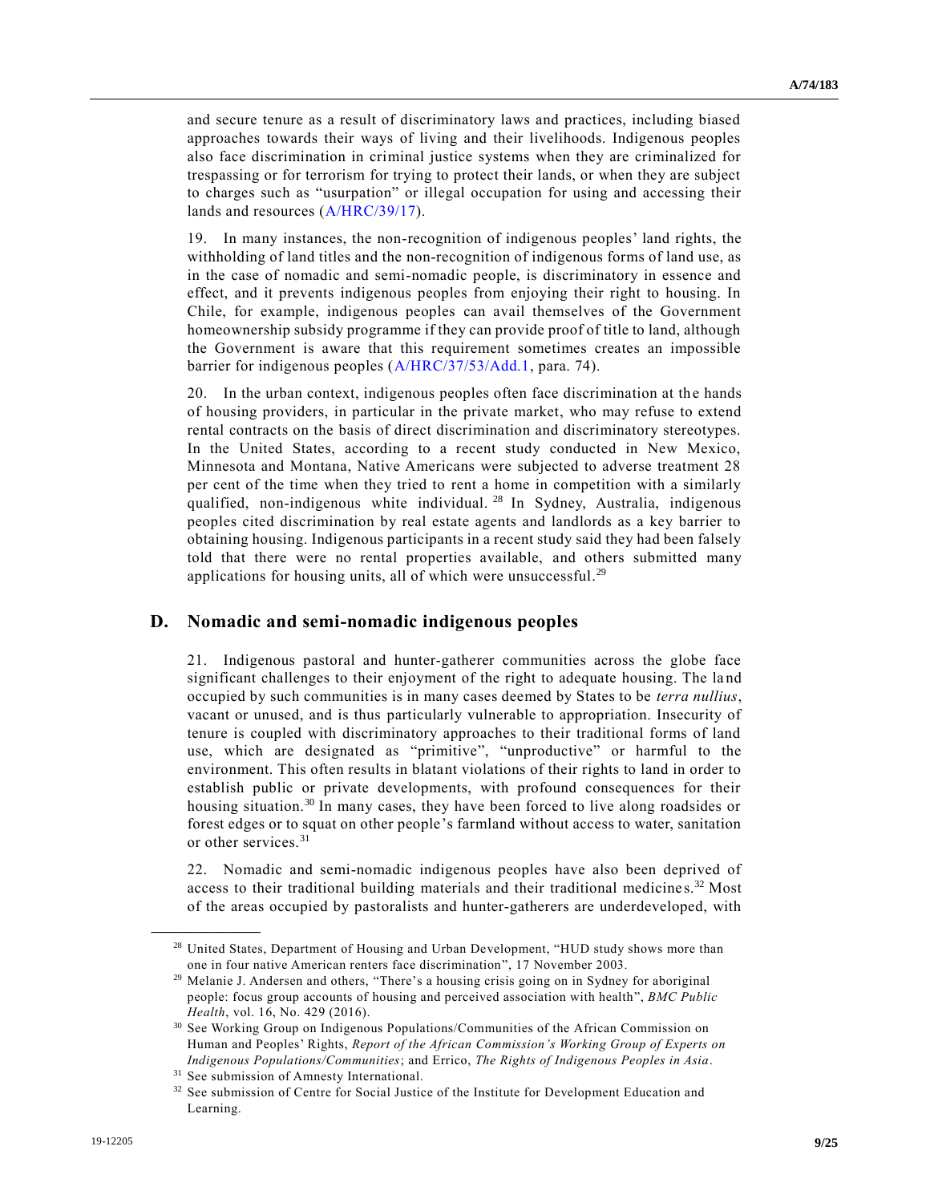and secure tenure as a result of discriminatory laws and practices, including biased approaches towards their ways of living and their livelihoods. Indigenous peoples also face discrimination in criminal justice systems when they are criminalized for trespassing or for terrorism for trying to protect their lands, or when they are subject to charges such as "usurpation" or illegal occupation for using and accessing their lands and resources (A/HRC/39/17).

19. In many instances, the non-recognition of indigenous peoples' land rights, the withholding of land titles and the non-recognition of indigenous forms of land use, as in the case of nomadic and semi-nomadic people, is discriminatory in essence and effect, and it prevents indigenous peoples from enjoying their right to housing. In Chile, for example, indigenous peoples can avail themselves of the Government homeownership subsidy programme if they can provide proof of title to land, although the Government is aware that this requirement sometimes creates an impossible barrier for indigenous peoples (A/HRC/37/53/Add.1, para. 74).

20. In the urban context, indigenous peoples often face discrimination at the hands of housing providers, in particular in the private market, who may refuse to extend rental contracts on the basis of direct discrimination and discriminatory stereotypes. In the United States, according to a recent study conducted in New Mexico, Minnesota and Montana, Native Americans were subjected to adverse treatment 28 per cent of the time when they tried to rent a home in competition with a similarly qualified, non-indigenous white individual.[28] In Sydney, Australia, indigenous peoples cited discrimination by real estate agents and landlords as a key barrier to obtaining housing. Indigenous participants in a recent study said they had been falsely told that there were no rental properties available, and others submitted many applications for housing units, all of which were unsuccessful.[29]

## D. Nomadic and semi-nomadic indigenous peoples

21. Indigenous pastoral and hunter-gatherer communities across the globe face significant challenges to their enjoyment of the right to adequate housing. The land occupied by such communities is in many cases deemed by States to be *terra nullius*, vacant or unused, and is thus particularly vulnerable to appropriation. Insecurity of tenure is coupled with discriminatory approaches to their traditional forms of land use, which are designated as "primitive", "unproductive" or harmful to the environment. This often results in blatant violations of their rights to land in order to establish public or private developments, with profound consequences for their housing situation.[30] In many cases, they have been forced to live along roadsides or forest edges or to squat on other people's farmland without access to water, sanitation or other services.[31]

22. Nomadic and semi-nomadic indigenous peoples have also been deprived of access to their traditional building materials and their traditional medicines.[32] Most of the areas occupied by pastoralists and hunter-gatherers are underdeveloped, with

---

[28] United States, Department of Housing and Urban Development, "HUD study shows more than one in four native American renters face discrimination", 17 November 2003.

[29] Melanie J. Andersen and others, "There's a housing crisis going on in Sydney for aboriginal people: focus group accounts of housing and perceived association with health", *BMC Public Health*, vol. 16, No. 429 (2016).

[30] See Working Group on Indigenous Populations/Communities of the African Commission on Human and Peoples' Rights, *Report of the African Commission's Working Group of Experts on Indigenous Populations/Communities*; and Errico, *The Rights of Indigenous Peoples in Asia*.

[31] See submission of Amnesty International.

[32] See submission of Centre for Social Justice of the Institute for Development Education and Learning.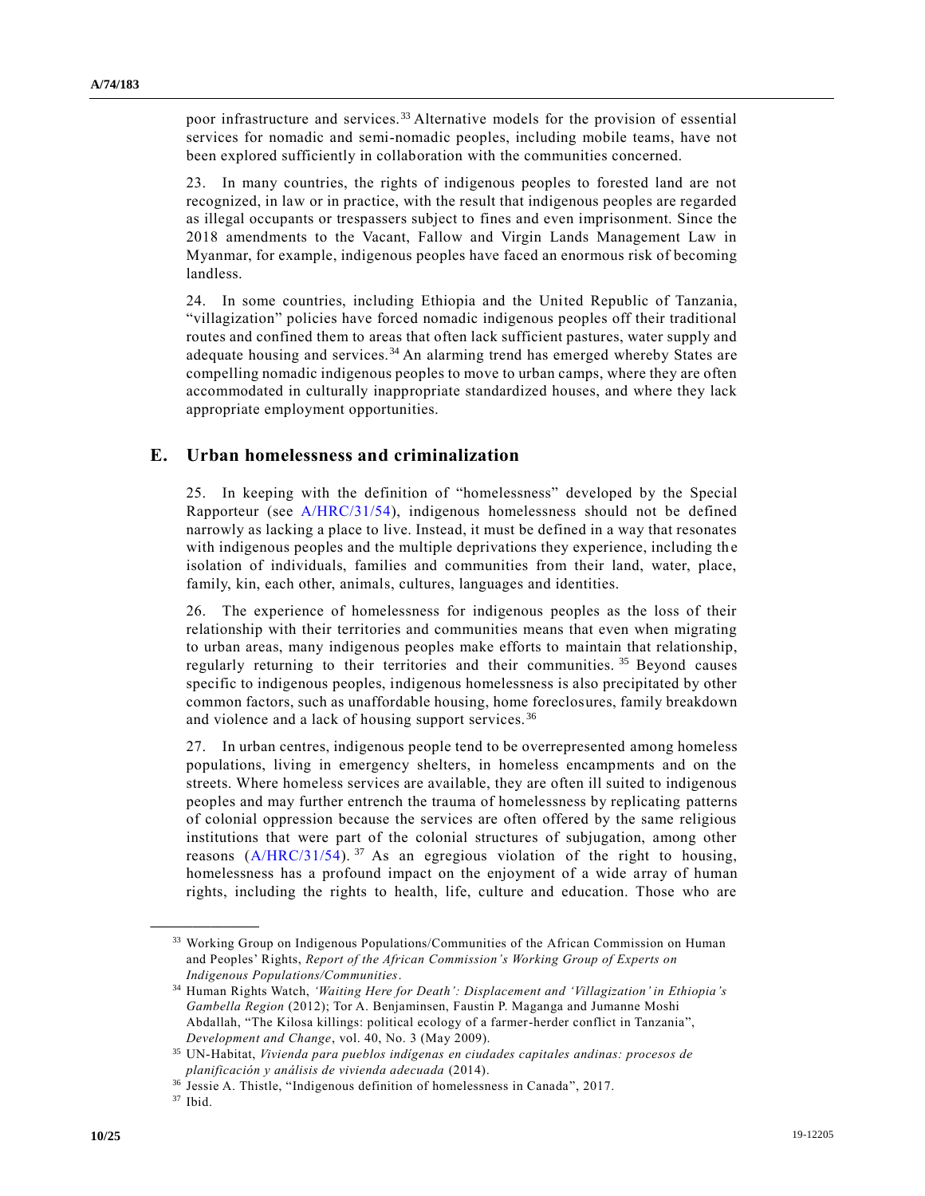poor infrastructure and services.[33] Alternative models for the provision of essential services for nomadic and semi-nomadic peoples, including mobile teams, have not been explored sufficiently in collaboration with the communities concerned.

23. In many countries, the rights of indigenous peoples to forested land are not recognized, in law or in practice, with the result that indigenous peoples are regarded as illegal occupants or trespassers subject to fines and even imprisonment. Since the 2018 amendments to the Vacant, Fallow and Virgin Lands Management Law in Myanmar, for example, indigenous peoples have faced an enormous risk of becoming landless.

24. In some countries, including Ethiopia and the United Republic of Tanzania, "villagization" policies have forced nomadic indigenous peoples off their traditional routes and confined them to areas that often lack sufficient pastures, water supply and adequate housing and services.[34] An alarming trend has emerged whereby States are compelling nomadic indigenous peoples to move to urban camps, where they are often accommodated in culturally inappropriate standardized houses, and where they lack appropriate employment opportunities.

## E. Urban homelessness and criminalization

25. In keeping with the definition of "homelessness" developed by the Special Rapporteur (see A/HRC/31/54), indigenous homelessness should not be defined narrowly as lacking a place to live. Instead, it must be defined in a way that resonates with indigenous peoples and the multiple deprivations they experience, including the isolation of individuals, families and communities from their land, water, place, family, kin, each other, animals, cultures, languages and identities.

26. The experience of homelessness for indigenous peoples as the loss of their relationship with their territories and communities means that even when migrating to urban areas, many indigenous peoples make efforts to maintain that relationship, regularly returning to their territories and their communities.[35] Beyond causes specific to indigenous peoples, indigenous homelessness is also precipitated by other common factors, such as unaffordable housing, home foreclosures, family breakdown and violence and a lack of housing support services.[36]

27. In urban centres, indigenous people tend to be overrepresented among homeless populations, living in emergency shelters, in homeless encampments and on the streets. Where homeless services are available, they are often ill suited to indigenous peoples and may further entrench the trauma of homelessness by replicating patterns of colonial oppression because the services are often offered by the same religious institutions that were part of the colonial structures of subjugation, among other reasons (A/HRC/31/54).[37] As an egregious violation of the right to housing, homelessness has a profound impact on the enjoyment of a wide array of human rights, including the rights to health, life, culture and education. Those who are

---

[33] Working Group on Indigenous Populations/Communities of the African Commission on Human and Peoples' Rights, *Report of the African Commission's Working Group of Experts on Indigenous Populations/Communities*.

[34] Human Rights Watch, *'Waiting Here for Death': Displacement and 'Villagization' in Ethiopia's Gambella Region* (2012); Tor A. Benjaminsen, Faustin P. Maganga and Jumanne Moshi Abdallah, "The Kilosa killings: political ecology of a farmer-herder conflict in Tanzania", *Development and Change*, vol. 40, No. 3 (May 2009).

[35] UN-Habitat, *Vivienda para pueblos indígenas en ciudades capitales andinas: procesos de planificación y análisis de vivienda adecuada* (2014).

[36] Jessie A. Thistle, "Indigenous definition of homelessness in Canada", 2017.

[37] Ibid.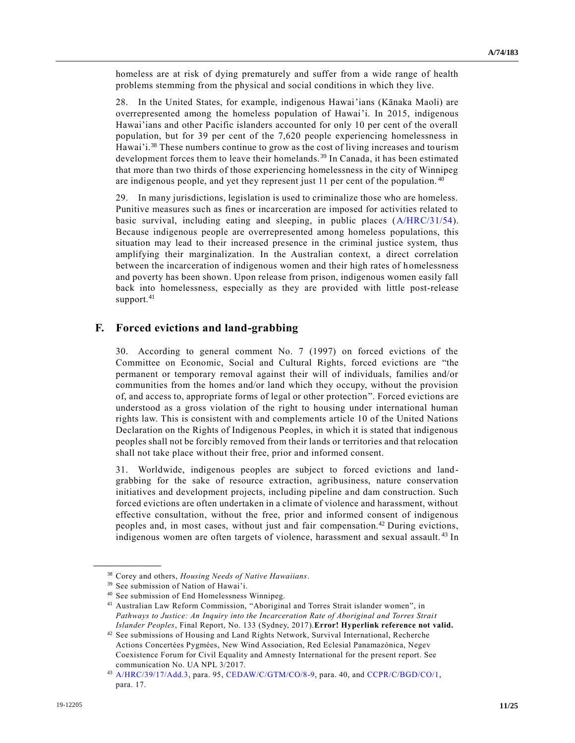homeless are at risk of dying prematurely and suffer from a wide range of health problems stemming from the physical and social conditions in which they live.

28. In the United States, for example, indigenous Hawai'ians (Kānaka Maoli) are overrepresented among the homeless population of Hawai'i. In 2015, indigenous Hawai'ians and other Pacific islanders accounted for only 10 per cent of the overall population, but for 39 per cent of the 7,620 people experiencing homelessness in Hawai'i.[38] These numbers continue to grow as the cost of living increases and tourism development forces them to leave their homelands.[39] In Canada, it has been estimated that more than two thirds of those experiencing homelessness in the city of Winnipeg are indigenous people, and yet they represent just 11 per cent of the population.[40]

29. In many jurisdictions, legislation is used to criminalize those who are homeless. Punitive measures such as fines or incarceration are imposed for activities related to basic survival, including eating and sleeping, in public places (A/HRC/31/54). Because indigenous people are overrepresented among homeless populations, this situation may lead to their increased presence in the criminal justice system, thus amplifying their marginalization. In the Australian context, a direct correlation between the incarceration of indigenous women and their high rates of homelessness and poverty has been shown. Upon release from prison, indigenous women easily fall back into homelessness, especially as they are provided with little post-release support.[41]

## F. Forced evictions and land-grabbing

30. According to general comment No. 7 (1997) on forced evictions of the Committee on Economic, Social and Cultural Rights, forced evictions are "the permanent or temporary removal against their will of individuals, families and/or communities from the homes and/or land which they occupy, without the provision of, and access to, appropriate forms of legal or other protection". Forced evictions are understood as a gross violation of the right to housing under international human rights law. This is consistent with and complements article 10 of the United Nations Declaration on the Rights of Indigenous Peoples, in which it is stated that indigenous peoples shall not be forcibly removed from their lands or territories and that relocation shall not take place without their free, prior and informed consent.

31. Worldwide, indigenous peoples are subject to forced evictions and land-grabbing for the sake of resource extraction, agribusiness, nature conservation initiatives and development projects, including pipeline and dam construction. Such forced evictions are often undertaken in a climate of violence and harassment, without effective consultation, without the free, prior and informed consent of indigenous peoples and, in most cases, without just and fair compensation.[42] During evictions, indigenous women are often targets of violence, harassment and sexual assault.[43] In

---

[38] Corey and others, *Housing Needs of Native Hawaiians*.

[39] See submission of Nation of Hawai'i.

[40] See submission of End Homelessness Winnipeg.

[41] Australian Law Reform Commission, "Aboriginal and Torres Strait islander women", in *Pathways to Justice: An Inquiry into the Incarceration Rate of Aboriginal and Torres Strait Islander Peoples*, Final Report, No. 133 (Sydney, 2017).**Error! Hyperlink reference not valid.**

[42] See submissions of Housing and Land Rights Network, Survival International, Recherche Actions Concertées Pygmées, New Wind Association, Red Eclesial Panamazónica, Negev Coexistence Forum for Civil Equality and Amnesty International for the present report. See communication No. UA NPL 3/2017.

[43] A/HRC/39/17/Add.3, para. 95, CEDAW/C/GTM/CO/8-9, para. 40, and CCPR/C/BGD/CO/1, para. 17.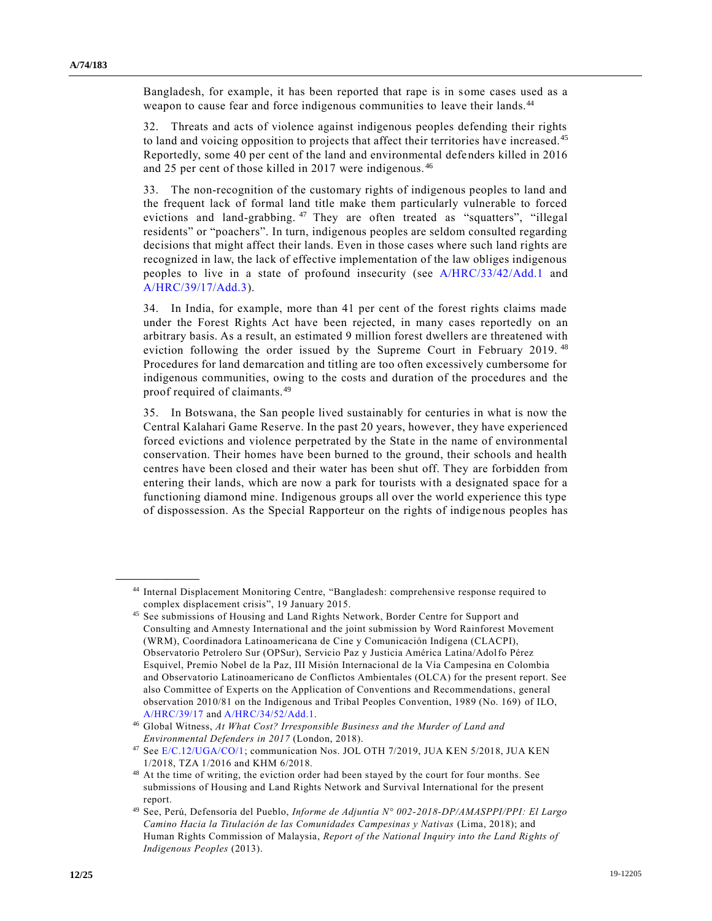Bangladesh, for example, it has been reported that rape is in some cases used as a weapon to cause fear and force indigenous communities to leave their lands.[44]

32. Threats and acts of violence against indigenous peoples defending their rights to land and voicing opposition to projects that affect their territories have increased.[45] Reportedly, some 40 per cent of the land and environmental defenders killed in 2016 and 25 per cent of those killed in 2017 were indigenous.[46]

33. The non-recognition of the customary rights of indigenous peoples to land and the frequent lack of formal land title make them particularly vulnerable to forced evictions and land-grabbing.[47] They are often treated as "squatters", "illegal residents" or "poachers". In turn, indigenous peoples are seldom consulted regarding decisions that might affect their lands. Even in those cases where such land rights are recognized in law, the lack of effective implementation of the law obliges indigenous peoples to live in a state of profound insecurity (see A/HRC/33/42/Add.1 and A/HRC/39/17/Add.3).

34. In India, for example, more than 41 per cent of the forest rights claims made under the Forest Rights Act have been rejected, in many cases reportedly on an arbitrary basis. As a result, an estimated 9 million forest dwellers are threatened with eviction following the order issued by the Supreme Court in February 2019.[48] Procedures for land demarcation and titling are too often excessively cumbersome for indigenous communities, owing to the costs and duration of the procedures and the proof required of claimants.[49]

35. In Botswana, the San people lived sustainably for centuries in what is now the Central Kalahari Game Reserve. In the past 20 years, however, they have experienced forced evictions and violence perpetrated by the State in the name of environmental conservation. Their homes have been burned to the ground, their schools and health centres have been closed and their water has been shut off. They are forbidden from entering their lands, which are now a park for tourists with a designated space for a functioning diamond mine. Indigenous groups all over the world experience this type of dispossession. As the Special Rapporteur on the rights of indigenous peoples has

---

[44] Internal Displacement Monitoring Centre, "Bangladesh: comprehensive response required to complex displacement crisis", 19 January 2015.

[45] See submissions of Housing and Land Rights Network, Border Centre for Support and Consulting and Amnesty International and the joint submission by Word Rainforest Movement (WRM), Coordinadora Latinoamericana de Cine y Comunicación Indígena (CLACPI), Observatorio Petrolero Sur (OPSur), Servicio Paz y Justicia América Latina/Adolfo Pérez Esquivel, Premio Nobel de la Paz, III Misión Internacional de la Vía Campesina en Colombia and Observatorio Latinoamericano de Conflictos Ambientales (OLCA) for the present report. See also Committee of Experts on the Application of Conventions and Recommendations, general observation 2010/81 on the Indigenous and Tribal Peoples Convention, 1989 (No. 169) of ILO, A/HRC/39/17 and A/HRC/34/52/Add.1.

[46] Global Witness, *At What Cost? Irresponsible Business and the Murder of Land and Environmental Defenders in 2017* (London, 2018).

[47] See E/C.12/UGA/CO/1; communication Nos. JOL OTH 7/2019, JUA KEN 5/2018, JUA KEN 1/2018, TZA 1/2016 and KHM 6/2018.

[48] At the time of writing, the eviction order had been stayed by the court for four months. See submissions of Housing and Land Rights Network and Survival International for the present report.

[49] See, Perú, Defensoría del Pueblo, *Informe de Adjuntía N° 002-2018-DP/AMASPPI/PPI: El Largo Camino Hacia la Titulación de las Comunidades Campesinas y Nativas* (Lima, 2018); and Human Rights Commission of Malaysia, *Report of the National Inquiry into the Land Rights of Indigenous Peoples* (2013).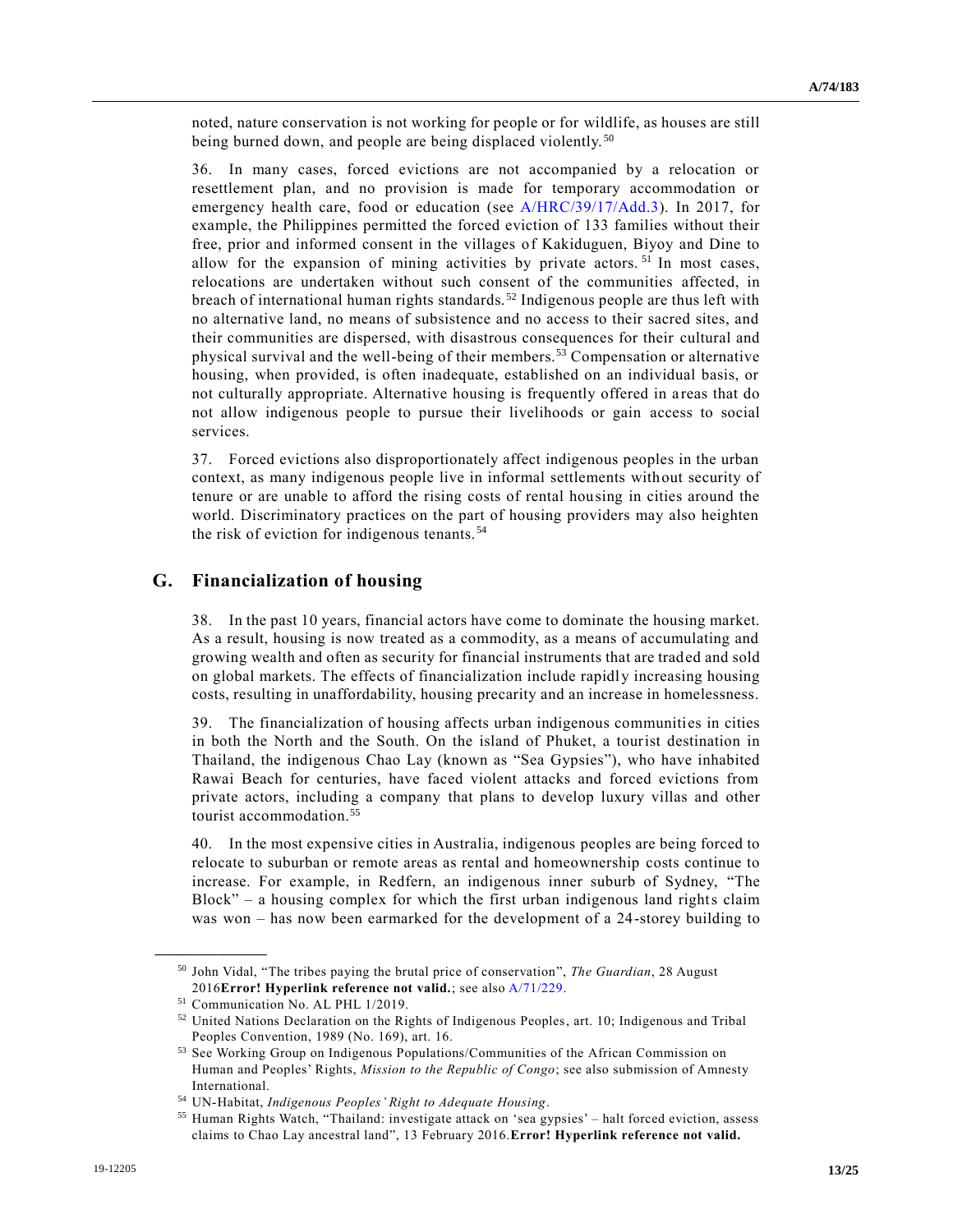noted, nature conservation is not working for people or for wildlife, as houses are still being burned down, and people are being displaced violently.[50]

36. In many cases, forced evictions are not accompanied by a relocation or resettlement plan, and no provision is made for temporary accommodation or emergency health care, food or education (see A/HRC/39/17/Add.3). In 2017, for example, the Philippines permitted the forced eviction of 133 families without their free, prior and informed consent in the villages of Kakiduguen, Biyoy and Dine to allow for the expansion of mining activities by private actors.[51] In most cases, relocations are undertaken without such consent of the communities affected, in breach of international human rights standards.[52] Indigenous people are thus left with no alternative land, no means of subsistence and no access to their sacred sites, and their communities are dispersed, with disastrous consequences for their cultural and physical survival and the well-being of their members.[53] Compensation or alternative housing, when provided, is often inadequate, established on an individual basis, or not culturally appropriate. Alternative housing is frequently offered in areas that do not allow indigenous people to pursue their livelihoods or gain access to social services.

37. Forced evictions also disproportionately affect indigenous peoples in the urban context, as many indigenous people live in informal settlements without security of tenure or are unable to afford the rising costs of rental housing in cities around the world. Discriminatory practices on the part of housing providers may also heighten the risk of eviction for indigenous tenants.[54]

## G. Financialization of housing

38. In the past 10 years, financial actors have come to dominate the housing market. As a result, housing is now treated as a commodity, as a means of accumulating and growing wealth and often as security for financial instruments that are traded and sold on global markets. The effects of financialization include rapidly increasing housing costs, resulting in unaffordability, housing precarity and an increase in homelessness.

39. The financialization of housing affects urban indigenous communities in cities in both the North and the South. On the island of Phuket, a tourist destination in Thailand, the indigenous Chao Lay (known as "Sea Gypsies"), who have inhabited Rawai Beach for centuries, have faced violent attacks and forced evictions from private actors, including a company that plans to develop luxury villas and other tourist accommodation.[55]

40. In the most expensive cities in Australia, indigenous peoples are being forced to relocate to suburban or remote areas as rental and homeownership costs continue to increase. For example, in Redfern, an indigenous inner suburb of Sydney, "The Block" – a housing complex for which the first urban indigenous land rights claim was won – has now been earmarked for the development of a 24-storey building to

---

[50] John Vidal, "The tribes paying the brutal price of conservation", *The Guardian*, 28 August 2016**Error! Hyperlink reference not valid.**; see also A/71/229.

[51] Communication No. AL PHL 1/2019.

[52] United Nations Declaration on the Rights of Indigenous Peoples, art. 10; Indigenous and Tribal Peoples Convention, 1989 (No. 169), art. 16.

[53] See Working Group on Indigenous Populations/Communities of the African Commission on Human and Peoples' Rights, *Mission to the Republic of Congo*; see also submission of Amnesty International.

[54] UN-Habitat, *Indigenous Peoples' Right to Adequate Housing*.

[55] Human Rights Watch, "Thailand: investigate attack on 'sea gypsies' – halt forced eviction, assess claims to Chao Lay ancestral land", 13 February 2016.**Error! Hyperlink reference not valid.**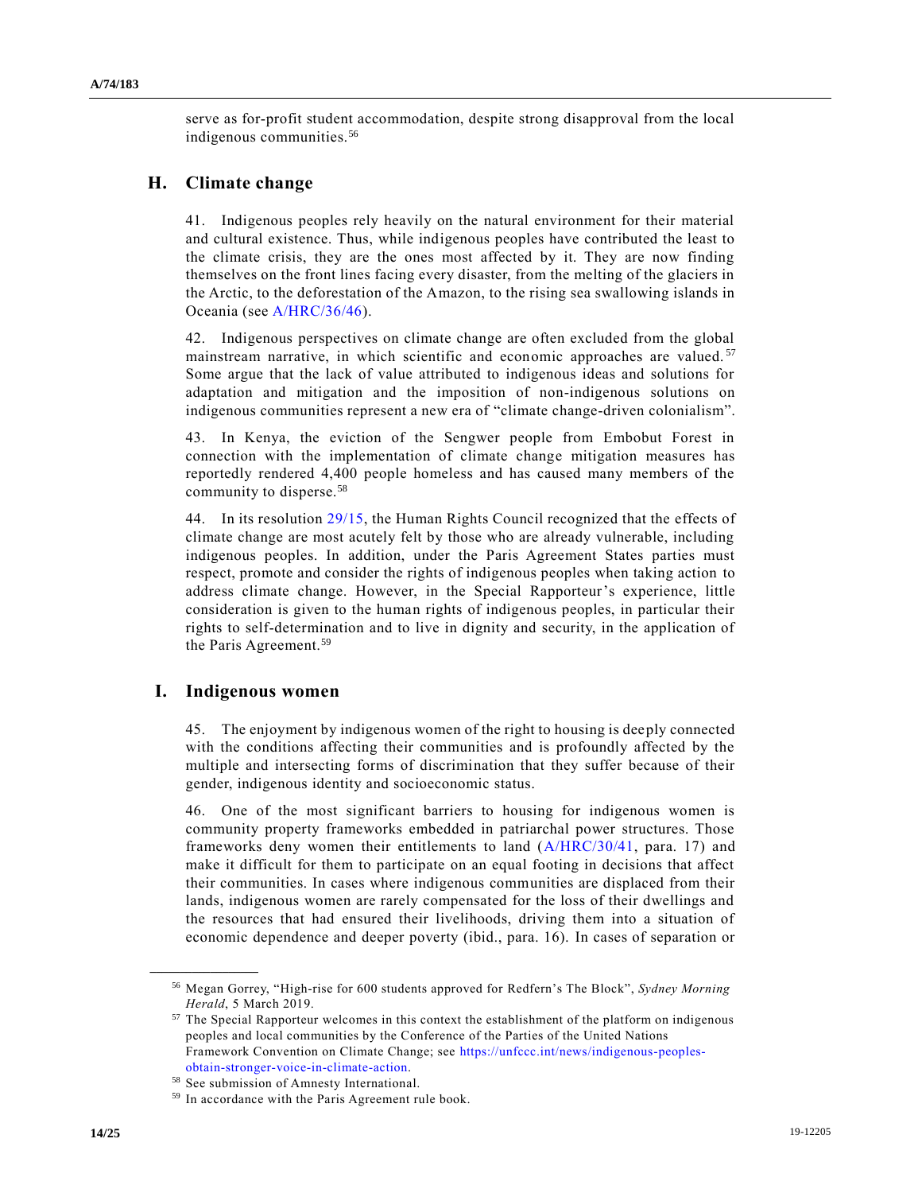serve as for-profit student accommodation, despite strong disapproval from the local indigenous communities.[56]

## H. Climate change

41. Indigenous peoples rely heavily on the natural environment for their material and cultural existence. Thus, while indigenous peoples have contributed the least to the climate crisis, they are the ones most affected by it. They are now finding themselves on the front lines facing every disaster, from the melting of the glaciers in the Arctic, to the deforestation of the Amazon, to the rising sea swallowing islands in Oceania (see A/HRC/36/46).

42. Indigenous perspectives on climate change are often excluded from the global mainstream narrative, in which scientific and economic approaches are valued.[57] Some argue that the lack of value attributed to indigenous ideas and solutions for adaptation and mitigation and the imposition of non-indigenous solutions on indigenous communities represent a new era of "climate change-driven colonialism".

43. In Kenya, the eviction of the Sengwer people from Embobut Forest in connection with the implementation of climate change mitigation measures has reportedly rendered 4,400 people homeless and has caused many members of the community to disperse.[58]

44. In its resolution 29/15, the Human Rights Council recognized that the effects of climate change are most acutely felt by those who are already vulnerable, including indigenous peoples. In addition, under the Paris Agreement States parties must respect, promote and consider the rights of indigenous peoples when taking action to address climate change. However, in the Special Rapporteur's experience, little consideration is given to the human rights of indigenous peoples, in particular their rights to self-determination and to live in dignity and security, in the application of the Paris Agreement.[59]

## I. Indigenous women

45. The enjoyment by indigenous women of the right to housing is deeply connected with the conditions affecting their communities and is profoundly affected by the multiple and intersecting forms of discrimination that they suffer because of their gender, indigenous identity and socioeconomic status.

46. One of the most significant barriers to housing for indigenous women is community property frameworks embedded in patriarchal power structures. Those frameworks deny women their entitlements to land (A/HRC/30/41, para. 17) and make it difficult for them to participate on an equal footing in decisions that affect their communities. In cases where indigenous communities are displaced from their lands, indigenous women are rarely compensated for the loss of their dwellings and the resources that had ensured their livelihoods, driving them into a situation of economic dependence and deeper poverty (ibid., para. 16). In cases of separation or

---

[56] Megan Gorrey, "High-rise for 600 students approved for Redfern's The Block", *Sydney Morning Herald*, 5 March 2019.

[57] The Special Rapporteur welcomes in this context the establishment of the platform on indigenous peoples and local communities by the Conference of the Parties of the United Nations Framework Convention on Climate Change; see https://unfccc.int/news/indigenous-peoples-obtain-stronger-voice-in-climate-action.

[58] See submission of Amnesty International.

[59] In accordance with the Paris Agreement rule book.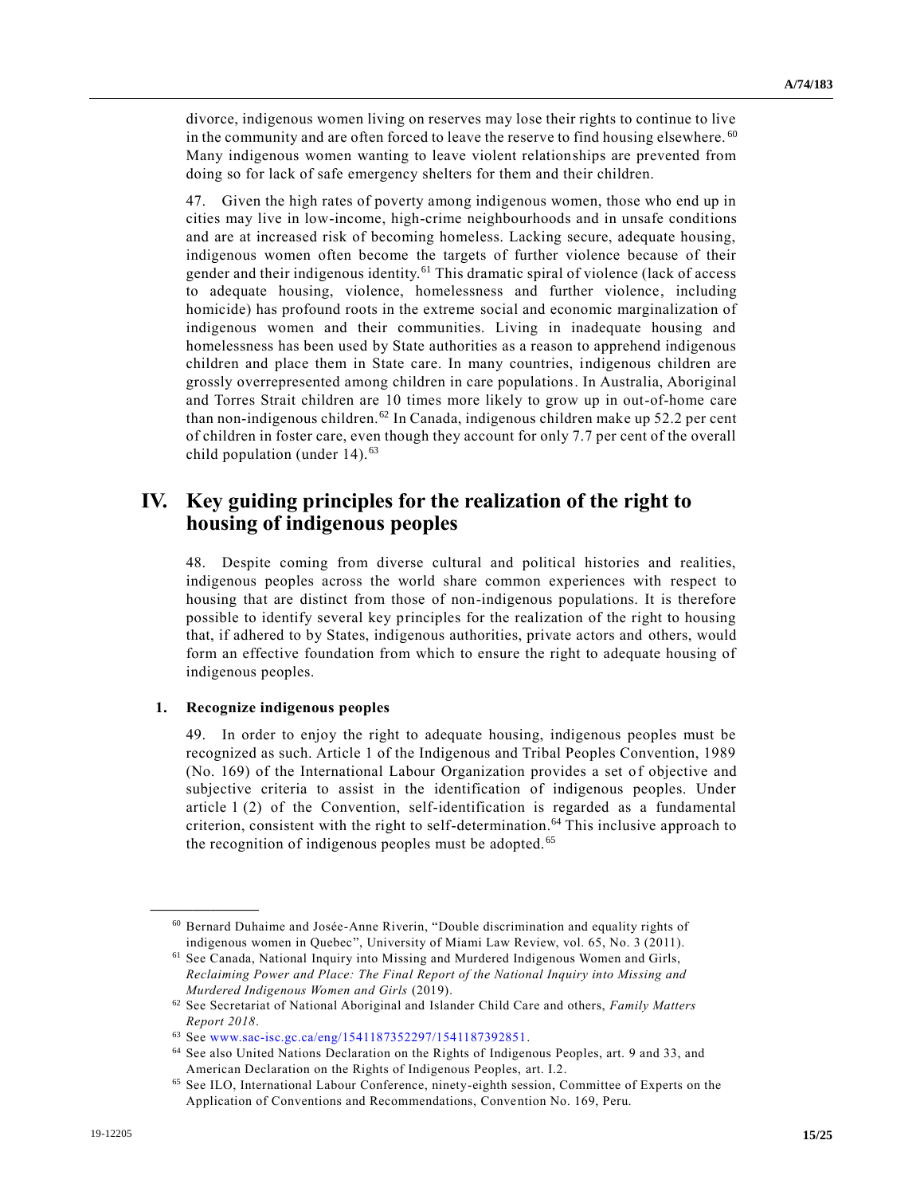divorce, indigenous women living on reserves may lose their rights to continue to live in the community and are often forced to leave the reserve to find housing elsewhere.[60] Many indigenous women wanting to leave violent relationships are prevented from doing so for lack of safe emergency shelters for them and their children.

47. Given the high rates of poverty among indigenous women, those who end up in cities may live in low-income, high-crime neighbourhoods and in unsafe conditions and are at increased risk of becoming homeless. Lacking secure, adequate housing, indigenous women often become the targets of further violence because of their gender and their indigenous identity.[61] This dramatic spiral of violence (lack of access to adequate housing, violence, homelessness and further violence, including homicide) has profound roots in the extreme social and economic marginalization of indigenous women and their communities. Living in inadequate housing and homelessness has been used by State authorities as a reason to apprehend indigenous children and place them in State care. In many countries, indigenous children are grossly overrepresented among children in care populations. In Australia, Aboriginal and Torres Strait children are 10 times more likely to grow up in out-of-home care than non-indigenous children.[62] In Canada, indigenous children make up 52.2 per cent of children in foster care, even though they account for only 7.7 per cent of the overall child population (under 14).[63]

# IV. Key guiding principles for the realization of the right to housing of indigenous peoples

48. Despite coming from diverse cultural and political histories and realities, indigenous peoples across the world share common experiences with respect to housing that are distinct from those of non-indigenous populations. It is therefore possible to identify several key principles for the realization of the right to housing that, if adhered to by States, indigenous authorities, private actors and others, would form an effective foundation from which to ensure the right to adequate housing of indigenous peoples.

### 1. Recognize indigenous peoples

49. In order to enjoy the right to adequate housing, indigenous peoples must be recognized as such. Article 1 of the Indigenous and Tribal Peoples Convention, 1989 (No. 169) of the International Labour Organization provides a set of objective and subjective criteria to assist in the identification of indigenous peoples. Under article 1 (2) of the Convention, self-identification is regarded as a fundamental criterion, consistent with the right to self-determination.[64] This inclusive approach to the recognition of indigenous peoples must be adopted.[65]

---

[60] Bernard Duhaime and Josée-Anne Riverin, "Double discrimination and equality rights of indigenous women in Quebec", University of Miami Law Review, vol. 65, No. 3 (2011).

[61] See Canada, National Inquiry into Missing and Murdered Indigenous Women and Girls, *Reclaiming Power and Place: The Final Report of the National Inquiry into Missing and Murdered Indigenous Women and Girls* (2019).

[62] See Secretariat of National Aboriginal and Islander Child Care and others, *Family Matters Report 2018*.

[63] See www.sac-isc.gc.ca/eng/1541187352297/1541187392851.

[64] See also United Nations Declaration on the Rights of Indigenous Peoples, art. 9 and 33, and American Declaration on the Rights of Indigenous Peoples, art. I.2.

[65] See ILO, International Labour Conference, ninety-eighth session, Committee of Experts on the Application of Conventions and Recommendations, Convention No. 169, Peru.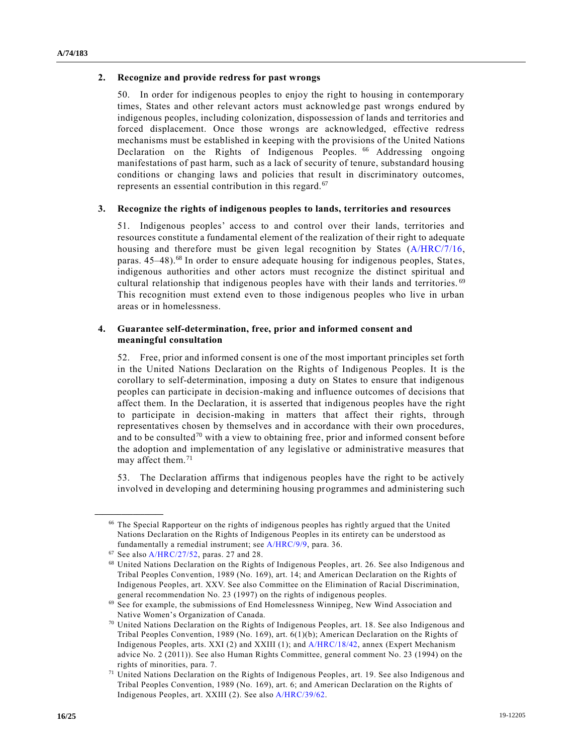### 2. Recognize and provide redress for past wrongs

50. In order for indigenous peoples to enjoy the right to housing in contemporary times, States and other relevant actors must acknowledge past wrongs endured by indigenous peoples, including colonization, dispossession of lands and territories and forced displacement. Once those wrongs are acknowledged, effective redress mechanisms must be established in keeping with the provisions of the United Nations Declaration on the Rights of Indigenous Peoples.[66] Addressing ongoing manifestations of past harm, such as a lack of security of tenure, substandard housing conditions or changing laws and policies that result in discriminatory outcomes, represents an essential contribution in this regard.[67]

### 3. Recognize the rights of indigenous peoples to lands, territories and resources

51. Indigenous peoples' access to and control over their lands, territories and resources constitute a fundamental element of the realization of their right to adequate housing and therefore must be given legal recognition by States (A/HRC/7/16, paras. 45–48).[68] In order to ensure adequate housing for indigenous peoples, States, indigenous authorities and other actors must recognize the distinct spiritual and cultural relationship that indigenous peoples have with their lands and territories.[69] This recognition must extend even to those indigenous peoples who live in urban areas or in homelessness.

### 4. Guarantee self-determination, free, prior and informed consent and meaningful consultation

52. Free, prior and informed consent is one of the most important principles set forth in the United Nations Declaration on the Rights of Indigenous Peoples. It is the corollary to self-determination, imposing a duty on States to ensure that indigenous peoples can participate in decision-making and influence outcomes of decisions that affect them. In the Declaration, it is asserted that indigenous peoples have the right to participate in decision-making in matters that affect their rights, through representatives chosen by themselves and in accordance with their own procedures, and to be consulted[70] with a view to obtaining free, prior and informed consent before the adoption and implementation of any legislative or administrative measures that may affect them.[71]

53. The Declaration affirms that indigenous peoples have the right to be actively involved in developing and determining housing programmes and administering such

---

[66] The Special Rapporteur on the rights of indigenous peoples has rightly argued that the United Nations Declaration on the Rights of Indigenous Peoples in its entirety can be understood as fundamentally a remedial instrument; see A/HRC/9/9, para. 36.

[67] See also A/HRC/27/52, paras. 27 and 28.

[68] United Nations Declaration on the Rights of Indigenous Peoples, art. 26. See also Indigenous and Tribal Peoples Convention, 1989 (No. 169), art. 14; and American Declaration on the Rights of Indigenous Peoples, art. XXV. See also Committee on the Elimination of Racial Discrimination, general recommendation No. 23 (1997) on the rights of indigenous peoples.

[69] See for example, the submissions of End Homelessness Winnipeg, New Wind Association and Native Women's Organization of Canada.

[70] United Nations Declaration on the Rights of Indigenous Peoples, art. 18. See also Indigenous and Tribal Peoples Convention, 1989 (No. 169), art. 6(1)(b); American Declaration on the Rights of Indigenous Peoples, arts. XXI (2) and XXIII (1); and A/HRC/18/42, annex (Expert Mechanism advice No. 2 (2011)). See also Human Rights Committee, general comment No. 23 (1994) on the rights of minorities, para. 7.

[71] United Nations Declaration on the Rights of Indigenous Peoples, art. 19. See also Indigenous and Tribal Peoples Convention, 1989 (No. 169), art. 6; and American Declaration on the Rights of Indigenous Peoples, art. XXIII (2). See also A/HRC/39/62.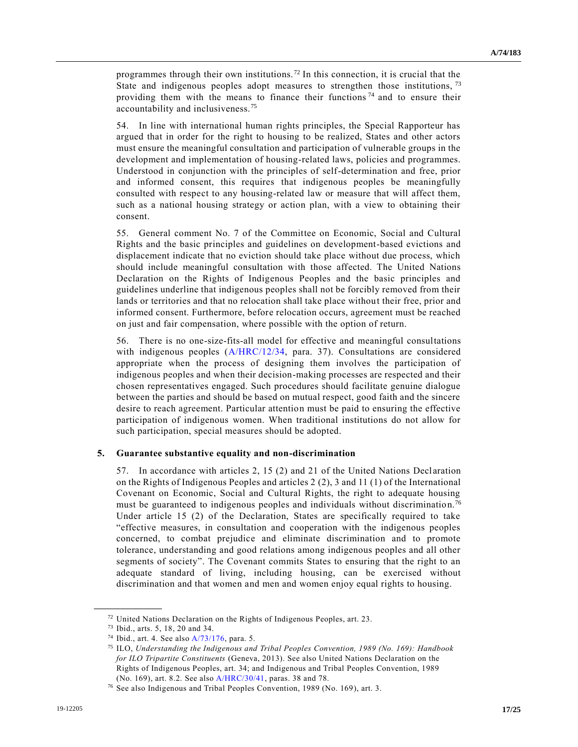programmes through their own institutions.[72] In this connection, it is crucial that the State and indigenous peoples adopt measures to strengthen those institutions,[73] providing them with the means to finance their functions[74] and to ensure their accountability and inclusiveness.[75]

54. In line with international human rights principles, the Special Rapporteur has argued that in order for the right to housing to be realized, States and other actors must ensure the meaningful consultation and participation of vulnerable groups in the development and implementation of housing-related laws, policies and programmes. Understood in conjunction with the principles of self-determination and free, prior and informed consent, this requires that indigenous peoples be meaningfully consulted with respect to any housing-related law or measure that will affect them, such as a national housing strategy or action plan, with a view to obtaining their consent.

55. General comment No. 7 of the Committee on Economic, Social and Cultural Rights and the basic principles and guidelines on development-based evictions and displacement indicate that no eviction should take place without due process, which should include meaningful consultation with those affected. The United Nations Declaration on the Rights of Indigenous Peoples and the basic principles and guidelines underline that indigenous peoples shall not be forcibly removed from their lands or territories and that no relocation shall take place without their free, prior and informed consent. Furthermore, before relocation occurs, agreement must be reached on just and fair compensation, where possible with the option of return.

56. There is no one-size-fits-all model for effective and meaningful consultations with indigenous peoples (A/HRC/12/34, para. 37). Consultations are considered appropriate when the process of designing them involves the participation of indigenous peoples and when their decision-making processes are respected and their chosen representatives engaged. Such procedures should facilitate genuine dialogue between the parties and should be based on mutual respect, good faith and the sincere desire to reach agreement. Particular attention must be paid to ensuring the effective participation of indigenous women. When traditional institutions do not allow for such participation, special measures should be adopted.

### 5. Guarantee substantive equality and non-discrimination

57. In accordance with articles 2, 15 (2) and 21 of the United Nations Declaration on the Rights of Indigenous Peoples and articles 2 (2), 3 and 11 (1) of the International Covenant on Economic, Social and Cultural Rights, the right to adequate housing must be guaranteed to indigenous peoples and individuals without discrimination.[76] Under article 15 (2) of the Declaration, States are specifically required to take "effective measures, in consultation and cooperation with the indigenous peoples concerned, to combat prejudice and eliminate discrimination and to promote tolerance, understanding and good relations among indigenous peoples and all other segments of society". The Covenant commits States to ensuring that the right to an adequate standard of living, including housing, can be exercised without discrimination and that women and men and women enjoy equal rights to housing.

---

[72] United Nations Declaration on the Rights of Indigenous Peoples, art. 23.

[73] Ibid., arts. 5, 18, 20 and 34.

[74] Ibid., art. 4. See also A/73/176, para. 5.

[75] ILO, *Understanding the Indigenous and Tribal Peoples Convention, 1989 (No. 169): Handbook for ILO Tripartite Constituents* (Geneva, 2013). See also United Nations Declaration on the Rights of Indigenous Peoples, art. 34; and Indigenous and Tribal Peoples Convention, 1989 (No. 169), art. 8.2. See also A/HRC/30/41, paras. 38 and 78.

[76] See also Indigenous and Tribal Peoples Convention, 1989 (No. 169), art. 3.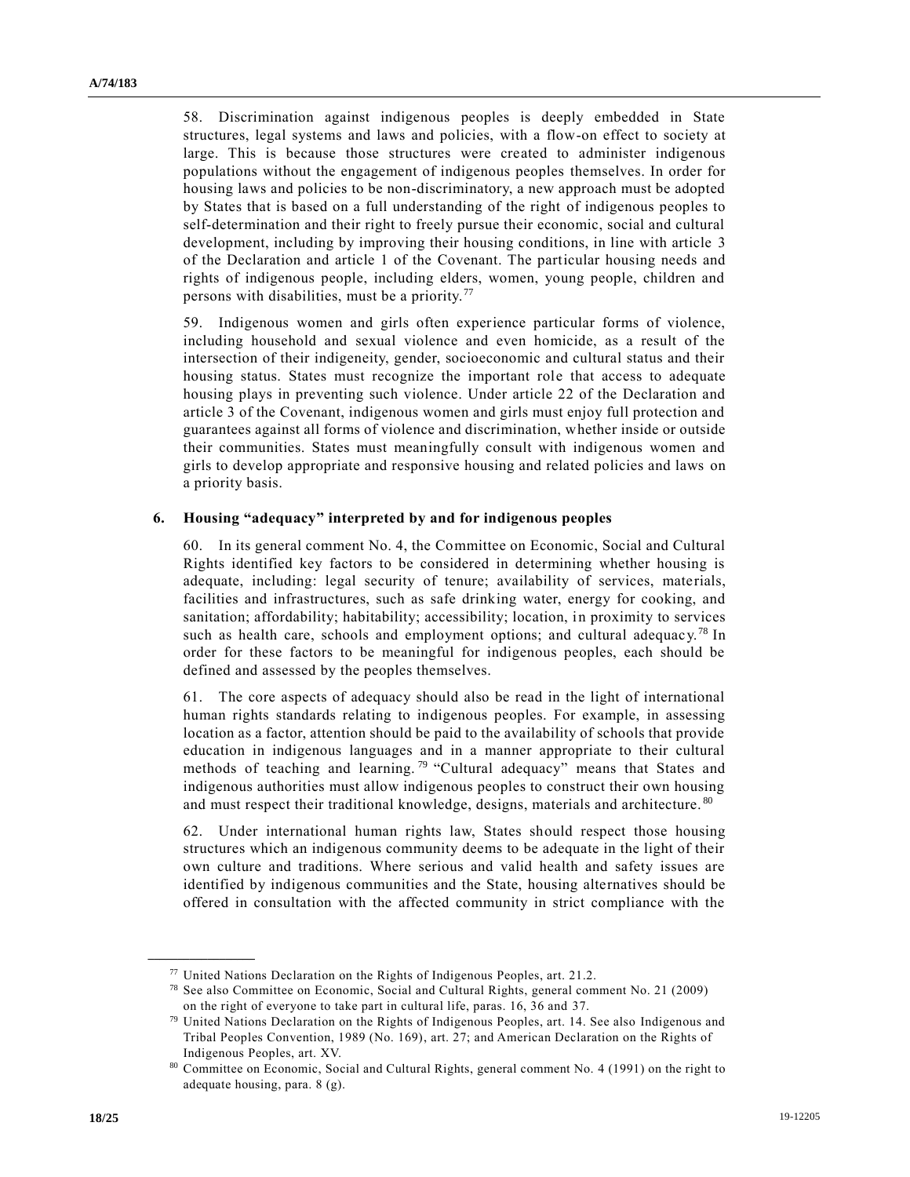58. Discrimination against indigenous peoples is deeply embedded in State structures, legal systems and laws and policies, with a flow-on effect to society at large. This is because those structures were created to administer indigenous populations without the engagement of indigenous peoples themselves. In order for housing laws and policies to be non-discriminatory, a new approach must be adopted by States that is based on a full understanding of the right of indigenous peoples to self-determination and their right to freely pursue their economic, social and cultural development, including by improving their housing conditions, in line with article 3 of the Declaration and article 1 of the Covenant. The particular housing needs and rights of indigenous people, including elders, women, young people, children and persons with disabilities, must be a priority.[77]

59. Indigenous women and girls often experience particular forms of violence, including household and sexual violence and even homicide, as a result of the intersection of their indigeneity, gender, socioeconomic and cultural status and their housing status. States must recognize the important role that access to adequate housing plays in preventing such violence. Under article 22 of the Declaration and article 3 of the Covenant, indigenous women and girls must enjoy full protection and guarantees against all forms of violence and discrimination, whether inside or outside their communities. States must meaningfully consult with indigenous women and girls to develop appropriate and responsive housing and related policies and laws on a priority basis.

### 6. Housing "adequacy" interpreted by and for indigenous peoples

60. In its general comment No. 4, the Committee on Economic, Social and Cultural Rights identified key factors to be considered in determining whether housing is adequate, including: legal security of tenure; availability of services, materials, facilities and infrastructures, such as safe drinking water, energy for cooking, and sanitation; affordability; habitability; accessibility; location, in proximity to services such as health care, schools and employment options; and cultural adequacy.[78] In order for these factors to be meaningful for indigenous peoples, each should be defined and assessed by the peoples themselves.

61. The core aspects of adequacy should also be read in the light of international human rights standards relating to indigenous peoples. For example, in assessing location as a factor, attention should be paid to the availability of schools that provide education in indigenous languages and in a manner appropriate to their cultural methods of teaching and learning.[79] "Cultural adequacy" means that States and indigenous authorities must allow indigenous peoples to construct their own housing and must respect their traditional knowledge, designs, materials and architecture.[80]

62. Under international human rights law, States should respect those housing structures which an indigenous community deems to be adequate in the light of their own culture and traditions. Where serious and valid health and safety issues are identified by indigenous communities and the State, housing alternatives should be offered in consultation with the affected community in strict compliance with the

---

[77] United Nations Declaration on the Rights of Indigenous Peoples, art. 21.2.

[78] See also Committee on Economic, Social and Cultural Rights, general comment No. 21 (2009) on the right of everyone to take part in cultural life, paras. 16, 36 and 37.

[79] United Nations Declaration on the Rights of Indigenous Peoples, art. 14. See also Indigenous and Tribal Peoples Convention, 1989 (No. 169), art. 27; and American Declaration on the Rights of Indigenous Peoples, art. XV.

[80] Committee on Economic, Social and Cultural Rights, general comment No. 4 (1991) on the right to adequate housing, para. 8 (g).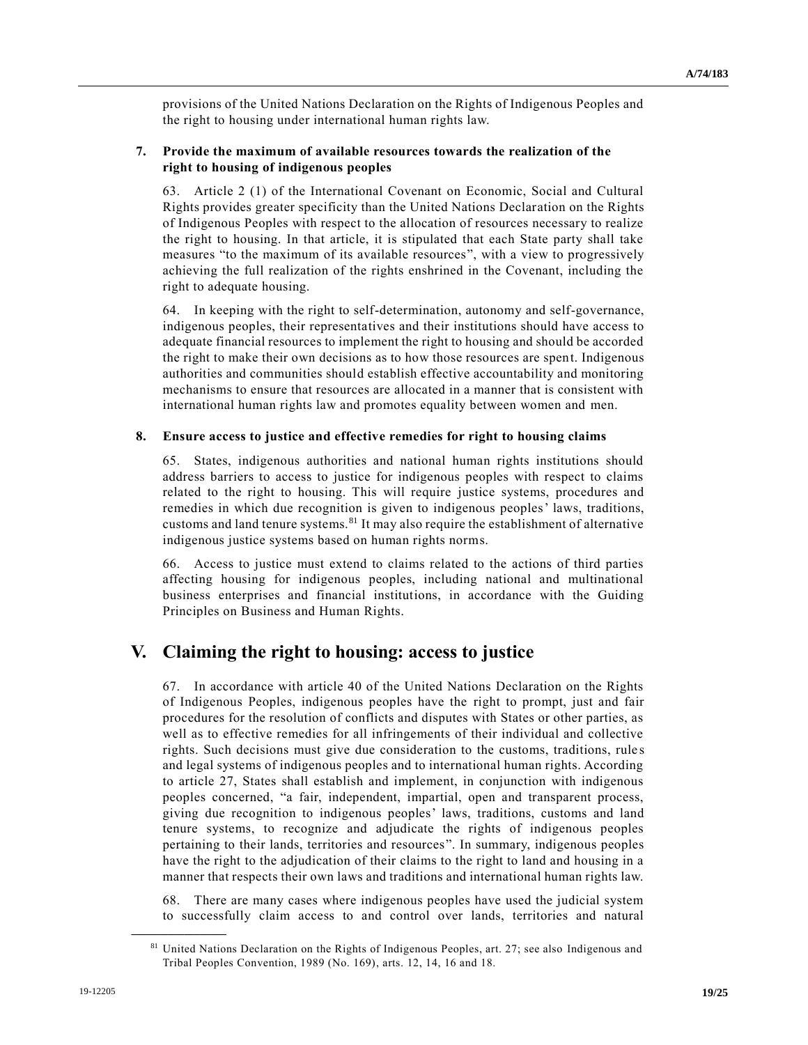provisions of the United Nations Declaration on the Rights of Indigenous Peoples and the right to housing under international human rights law.

### 7. Provide the maximum of available resources towards the realization of the right to housing of indigenous peoples

63. Article 2 (1) of the International Covenant on Economic, Social and Cultural Rights provides greater specificity than the United Nations Declaration on the Rights of Indigenous Peoples with respect to the allocation of resources necessary to realize the right to housing. In that article, it is stipulated that each State party shall take measures "to the maximum of its available resources", with a view to progressively achieving the full realization of the rights enshrined in the Covenant, including the right to adequate housing.

64. In keeping with the right to self-determination, autonomy and self-governance, indigenous peoples, their representatives and their institutions should have access to adequate financial resources to implement the right to housing and should be accorded the right to make their own decisions as to how those resources are spent. Indigenous authorities and communities should establish effective accountability and monitoring mechanisms to ensure that resources are allocated in a manner that is consistent with international human rights law and promotes equality between women and men.

### 8. Ensure access to justice and effective remedies for right to housing claims

65. States, indigenous authorities and national human rights institutions should address barriers to access to justice for indigenous peoples with respect to claims related to the right to housing. This will require justice systems, procedures and remedies in which due recognition is given to indigenous peoples' laws, traditions, customs and land tenure systems.[81] It may also require the establishment of alternative indigenous justice systems based on human rights norms.

66. Access to justice must extend to claims related to the actions of third parties affecting housing for indigenous peoples, including national and multinational business enterprises and financial institutions, in accordance with the Guiding Principles on Business and Human Rights.

## V. Claiming the right to housing: access to justice

67. In accordance with article 40 of the United Nations Declaration on the Rights of Indigenous Peoples, indigenous peoples have the right to prompt, just and fair procedures for the resolution of conflicts and disputes with States or other parties, as well as to effective remedies for all infringements of their individual and collective rights. Such decisions must give due consideration to the customs, traditions, rules and legal systems of indigenous peoples and to international human rights. According to article 27, States shall establish and implement, in conjunction with indigenous peoples concerned, "a fair, independent, impartial, open and transparent process, giving due recognition to indigenous peoples' laws, traditions, customs and land tenure systems, to recognize and adjudicate the rights of indigenous peoples pertaining to their lands, territories and resources". In summary, indigenous peoples have the right to the adjudication of their claims to the right to land and housing in a manner that respects their own laws and traditions and international human rights law.

68. There are many cases where indigenous peoples have used the judicial system to successfully claim access to and control over lands, territories and natural

[81] United Nations Declaration on the Rights of Indigenous Peoples, art. 27; see also Indigenous and Tribal Peoples Convention, 1989 (No. 169), arts. 12, 14, 16 and 18.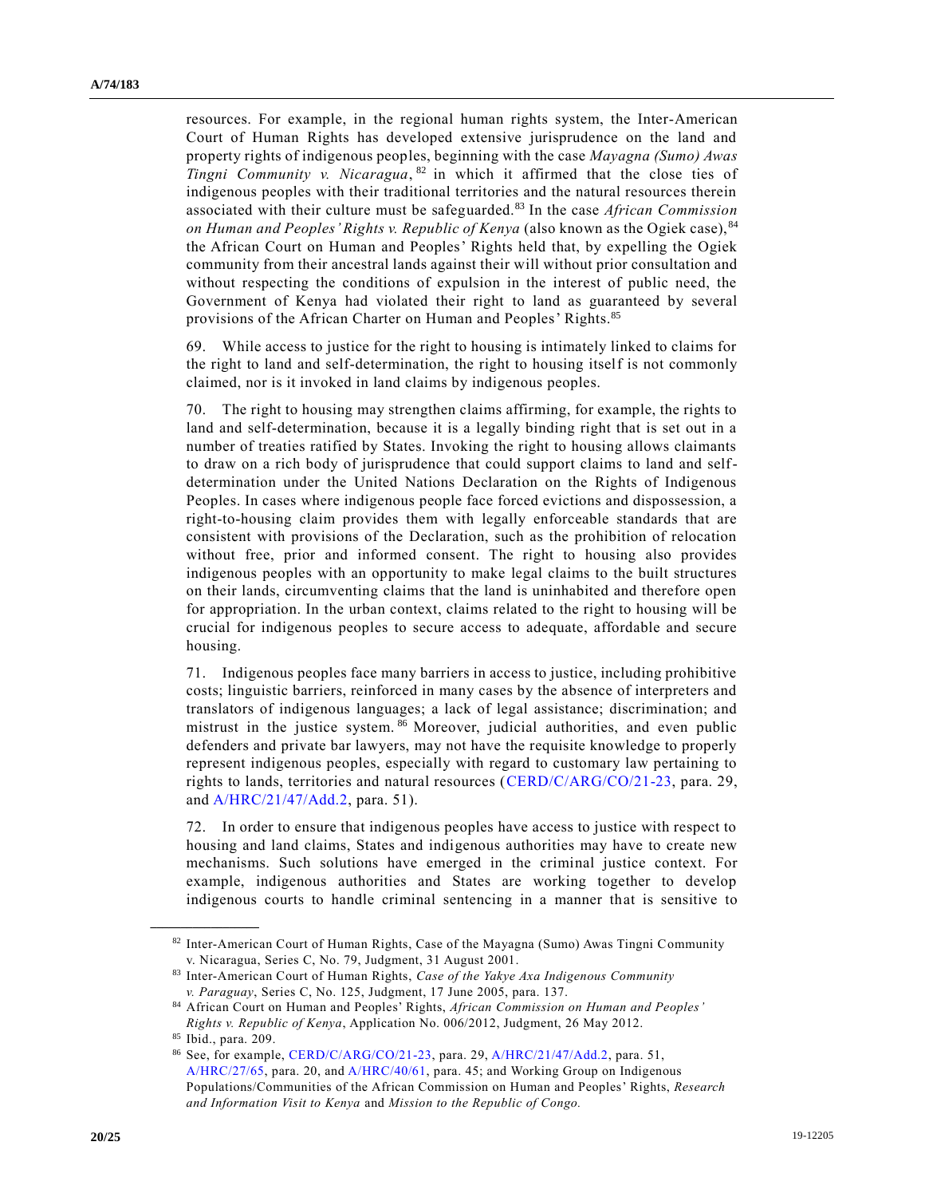resources. For example, in the regional human rights system, the Inter-American Court of Human Rights has developed extensive jurisprudence on the land and property rights of indigenous peoples, beginning with the case *Mayagna (Sumo) Awas Tingni Community v. Nicaragua*,[82] in which it affirmed that the close ties of indigenous peoples with their traditional territories and the natural resources therein associated with their culture must be safeguarded.[83] In the case *African Commission on Human and Peoples' Rights v. Republic of Kenya* (also known as the Ogiek case),[84] the African Court on Human and Peoples' Rights held that, by expelling the Ogiek community from their ancestral lands against their will without prior consultation and without respecting the conditions of expulsion in the interest of public need, the Government of Kenya had violated their right to land as guaranteed by several provisions of the African Charter on Human and Peoples' Rights.[85]

69. While access to justice for the right to housing is intimately linked to claims for the right to land and self-determination, the right to housing itself is not commonly claimed, nor is it invoked in land claims by indigenous peoples.

70. The right to housing may strengthen claims affirming, for example, the rights to land and self-determination, because it is a legally binding right that is set out in a number of treaties ratified by States. Invoking the right to housing allows claimants to draw on a rich body of jurisprudence that could support claims to land and self-determination under the United Nations Declaration on the Rights of Indigenous Peoples. In cases where indigenous people face forced evictions and dispossession, a right-to-housing claim provides them with legally enforceable standards that are consistent with provisions of the Declaration, such as the prohibition of relocation without free, prior and informed consent. The right to housing also provides indigenous peoples with an opportunity to make legal claims to the built structures on their lands, circumventing claims that the land is uninhabited and therefore open for appropriation. In the urban context, claims related to the right to housing will be crucial for indigenous peoples to secure access to adequate, affordable and secure housing.

71. Indigenous peoples face many barriers in access to justice, including prohibitive costs; linguistic barriers, reinforced in many cases by the absence of interpreters and translators of indigenous languages; a lack of legal assistance; discrimination; and mistrust in the justice system.[86] Moreover, judicial authorities, and even public defenders and private bar lawyers, may not have the requisite knowledge to properly represent indigenous peoples, especially with regard to customary law pertaining to rights to lands, territories and natural resources (CERD/C/ARG/CO/21-23, para. 29, and A/HRC/21/47/Add.2, para. 51).

72. In order to ensure that indigenous peoples have access to justice with respect to housing and land claims, States and indigenous authorities may have to create new mechanisms. Such solutions have emerged in the criminal justice context. For example, indigenous authorities and States are working together to develop indigenous courts to handle criminal sentencing in a manner that is sensitive to

---

[82] Inter-American Court of Human Rights, Case of the Mayagna (Sumo) Awas Tingni Community v. Nicaragua, Series C, No. 79, Judgment, 31 August 2001.

[83] Inter-American Court of Human Rights, *Case of the Yakye Axa Indigenous Community v. Paraguay*, Series C, No. 125, Judgment, 17 June 2005, para. 137.

[84] African Court on Human and Peoples' Rights, *African Commission on Human and Peoples' Rights v. Republic of Kenya*, Application No. 006/2012, Judgment, 26 May 2012.

[85] Ibid., para. 209.

[86] See, for example, CERD/C/ARG/CO/21-23, para. 29, A/HRC/21/47/Add.2, para. 51, A/HRC/27/65, para. 20, and A/HRC/40/61, para. 45; and Working Group on Indigenous Populations/Communities of the African Commission on Human and Peoples' Rights, *Research and Information Visit to Kenya* and *Mission to the Republic of Congo.*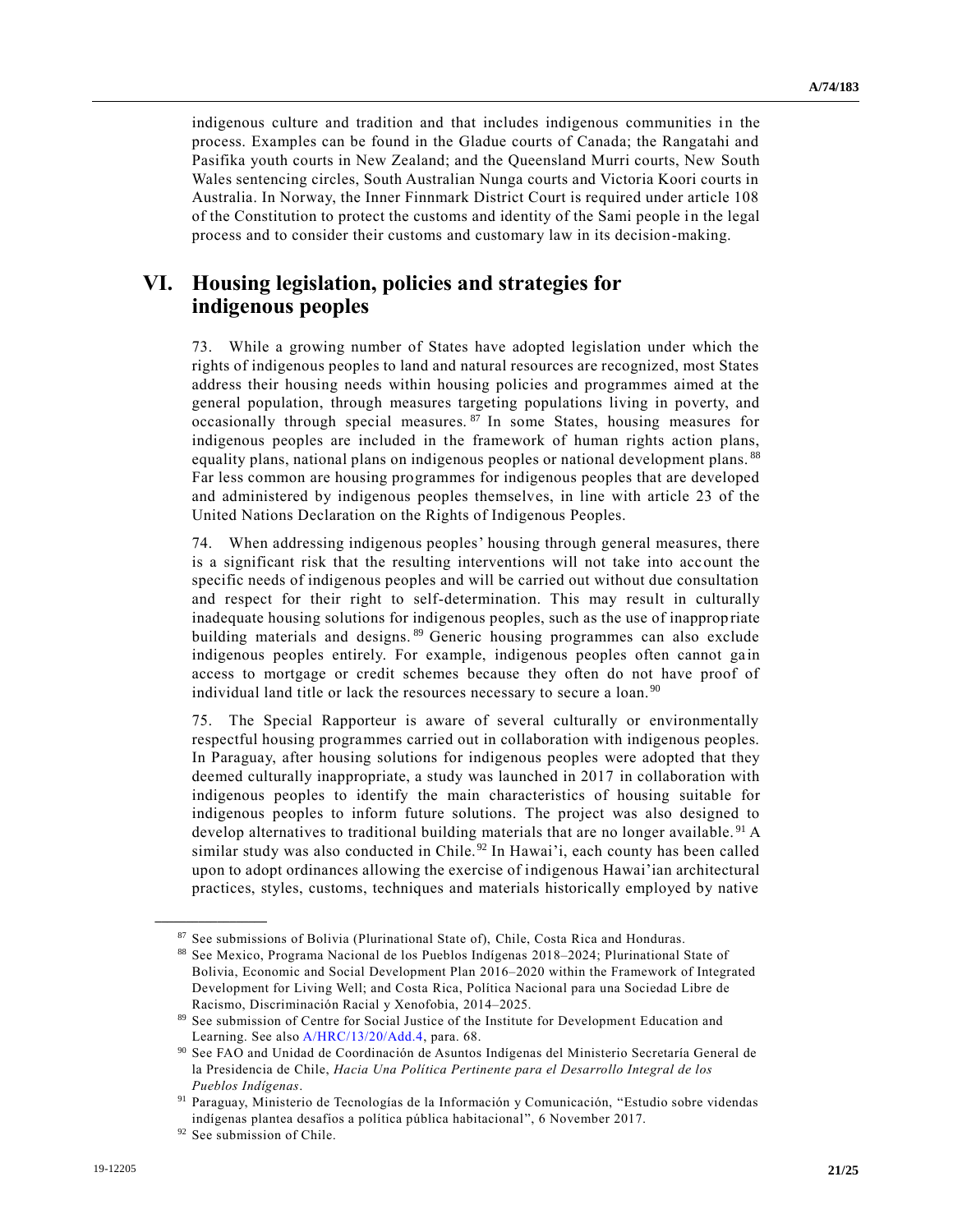indigenous culture and tradition and that includes indigenous communities in the process. Examples can be found in the Gladue courts of Canada; the Rangatahi and Pasifika youth courts in New Zealand; and the Queensland Murri courts, New South Wales sentencing circles, South Australian Nunga courts and Victoria Koori courts in Australia. In Norway, the Inner Finnmark District Court is required under article 108 of the Constitution to protect the customs and identity of the Sami people in the legal process and to consider their customs and customary law in its decision-making.

## VI. Housing legislation, policies and strategies for indigenous peoples

73. While a growing number of States have adopted legislation under which the rights of indigenous peoples to land and natural resources are recognized, most States address their housing needs within housing policies and programmes aimed at the general population, through measures targeting populations living in poverty, and occasionally through special measures.[87] In some States, housing measures for indigenous peoples are included in the framework of human rights action plans, equality plans, national plans on indigenous peoples or national development plans.[88] Far less common are housing programmes for indigenous peoples that are developed and administered by indigenous peoples themselves, in line with article 23 of the United Nations Declaration on the Rights of Indigenous Peoples.

74. When addressing indigenous peoples' housing through general measures, there is a significant risk that the resulting interventions will not take into account the specific needs of indigenous peoples and will be carried out without due consultation and respect for their right to self-determination. This may result in culturally inadequate housing solutions for indigenous peoples, such as the use of inappropriate building materials and designs.[89] Generic housing programmes can also exclude indigenous peoples entirely. For example, indigenous peoples often cannot gain access to mortgage or credit schemes because they often do not have proof of individual land title or lack the resources necessary to secure a loan.[90]

75. The Special Rapporteur is aware of several culturally or environmentally respectful housing programmes carried out in collaboration with indigenous peoples. In Paraguay, after housing solutions for indigenous peoples were adopted that they deemed culturally inappropriate, a study was launched in 2017 in collaboration with indigenous peoples to identify the main characteristics of housing suitable for indigenous peoples to inform future solutions. The project was also designed to develop alternatives to traditional building materials that are no longer available.[91] A similar study was also conducted in Chile.[92] In Hawai'i, each county has been called upon to adopt ordinances allowing the exercise of indigenous Hawai'ian architectural practices, styles, customs, techniques and materials historically employed by native

---

[87] See submissions of Bolivia (Plurinational State of), Chile, Costa Rica and Honduras.

[88] See Mexico, Programa Nacional de los Pueblos Indígenas 2018–2024; Plurinational State of Bolivia, Economic and Social Development Plan 2016–2020 within the Framework of Integrated Development for Living Well; and Costa Rica, Política Nacional para una Sociedad Libre de Racismo, Discriminación Racial y Xenofobia, 2014–2025.

[89] See submission of Centre for Social Justice of the Institute for Development Education and Learning. See also A/HRC/13/20/Add.4, para. 68.

[90] See FAO and Unidad de Coordinación de Asuntos Indígenas del Ministerio Secretaría General de la Presidencia de Chile, *Hacia Una Política Pertinente para el Desarrollo Integral de los Pueblos Indígenas*.

[91] Paraguay, Ministerio de Tecnologías de la Información y Comunicación, "Estudio sobre videndas indígenas plantea desafios a política pública habitacional", 6 November 2017.

[92] See submission of Chile.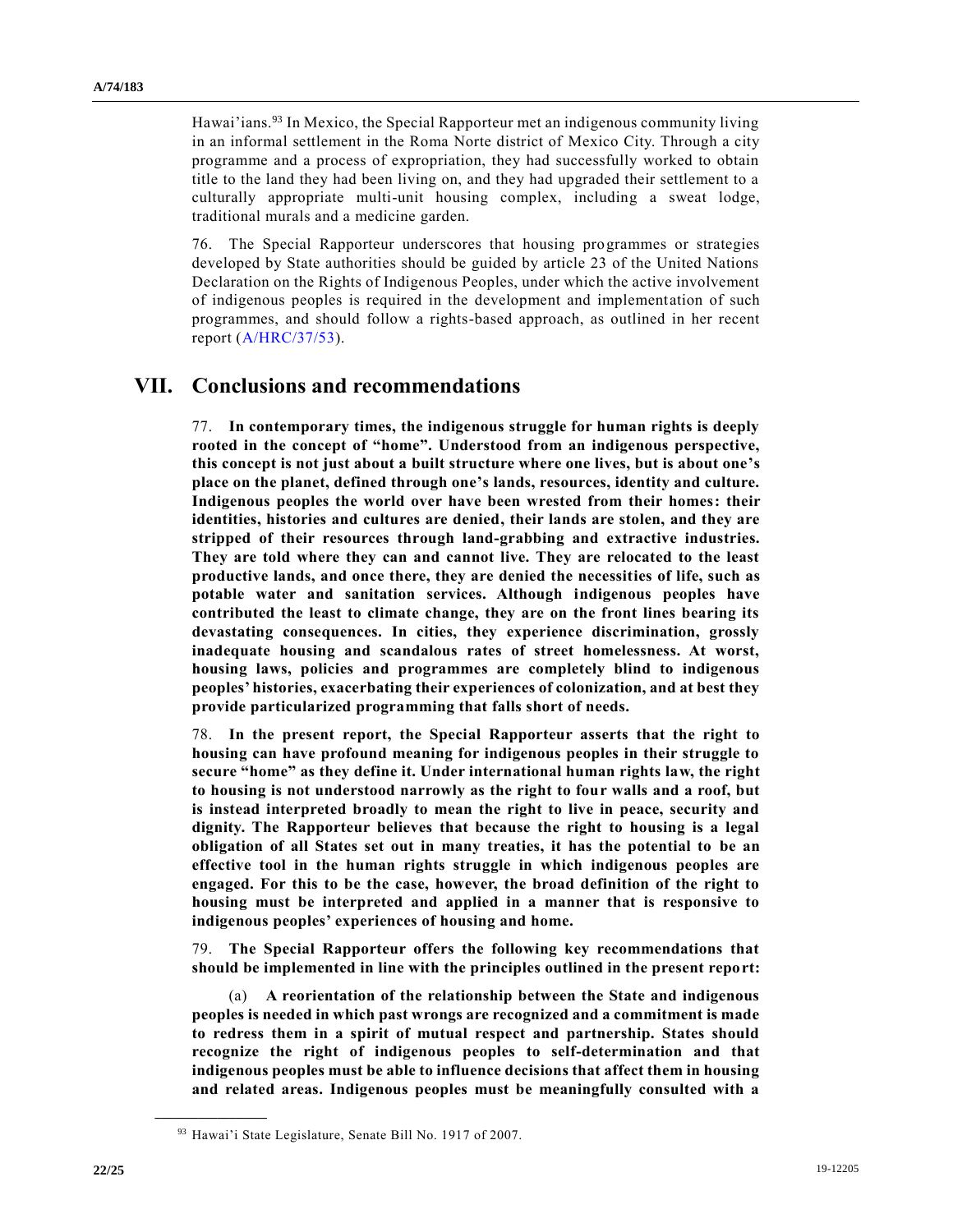Hawai'ians.[93] In Mexico, the Special Rapporteur met an indigenous community living in an informal settlement in the Roma Norte district of Mexico City. Through a city programme and a process of expropriation, they had successfully worked to obtain title to the land they had been living on, and they had upgraded their settlement to a culturally appropriate multi-unit housing complex, including a sweat lodge, traditional murals and a medicine garden.

76. The Special Rapporteur underscores that housing programmes or strategies developed by State authorities should be guided by article 23 of the United Nations Declaration on the Rights of Indigenous Peoples, under which the active involvement of indigenous peoples is required in the development and implementation of such programmes, and should follow a rights-based approach, as outlined in her recent report (A/HRC/37/53).

# VII. Conclusions and recommendations

77. **In contemporary times, the indigenous struggle for human rights is deeply rooted in the concept of "home". Understood from an indigenous perspective, this concept is not just about a built structure where one lives, but is about one's place on the planet, defined through one's lands, resources, identity and culture. Indigenous peoples the world over have been wrested from their homes: their identities, histories and cultures are denied, their lands are stolen, and they are stripped of their resources through land-grabbing and extractive industries. They are told where they can and cannot live. They are relocated to the least productive lands, and once there, they are denied the necessities of life, such as potable water and sanitation services. Although indigenous peoples have contributed the least to climate change, they are on the front lines bearing its devastating consequences. In cities, they experience discrimination, grossly inadequate housing and scandalous rates of street homelessness. At worst, housing laws, policies and programmes are completely blind to indigenous peoples' histories, exacerbating their experiences of colonization, and at best they provide particularized programming that falls short of needs.**

78. **In the present report, the Special Rapporteur asserts that the right to housing can have profound meaning for indigenous peoples in their struggle to secure "home" as they define it. Under international human rights law, the right to housing is not understood narrowly as the right to four walls and a roof, but is instead interpreted broadly to mean the right to live in peace, security and dignity. The Rapporteur believes that because the right to housing is a legal obligation of all States set out in many treaties, it has the potential to be an effective tool in the human rights struggle in which indigenous peoples are engaged. For this to be the case, however, the broad definition of the right to housing must be interpreted and applied in a manner that is responsive to indigenous peoples' experiences of housing and home.**

79. **The Special Rapporteur offers the following key recommendations that should be implemented in line with the principles outlined in the present report:**

(a) **A reorientation of the relationship between the State and indigenous peoples is needed in which past wrongs are recognized and a commitment is made to redress them in a spirit of mutual respect and partnership. States should recognize the right of indigenous peoples to self-determination and that indigenous peoples must be able to influence decisions that affect them in housing and related areas. Indigenous peoples must be meaningfully consulted with a**

---

[93] Hawai'i State Legislature, Senate Bill No. 1917 of 2007.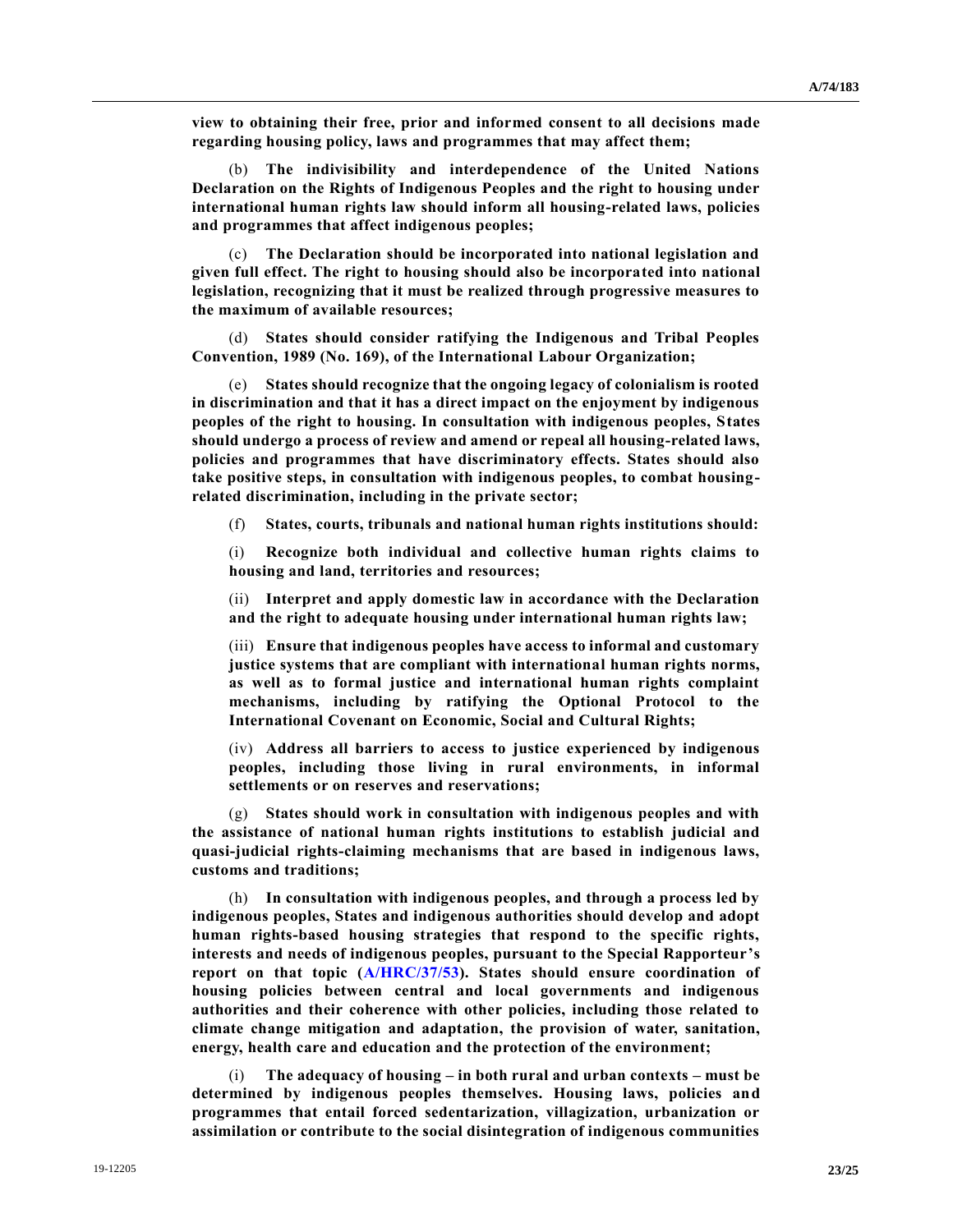**view to obtaining their free, prior and informed consent to all decisions made regarding housing policy, laws and programmes that may affect them;**

(b) **The indivisibility and interdependence of the United Nations Declaration on the Rights of Indigenous Peoples and the right to housing under international human rights law should inform all housing-related laws, policies and programmes that affect indigenous peoples;**

(c) **The Declaration should be incorporated into national legislation and given full effect. The right to housing should also be incorporated into national legislation, recognizing that it must be realized through progressive measures to the maximum of available resources;**

(d) **States should consider ratifying the Indigenous and Tribal Peoples Convention, 1989 (No. 169), of the International Labour Organization;**

(e) **States should recognize that the ongoing legacy of colonialism is rooted in discrimination and that it has a direct impact on the enjoyment by indigenous peoples of the right to housing. In consultation with indigenous peoples, States should undergo a process of review and amend or repeal all housing-related laws, policies and programmes that have discriminatory effects. States should also take positive steps, in consultation with indigenous peoples, to combat housing-related discrimination, including in the private sector;**

(f) **States, courts, tribunals and national human rights institutions should:**

(i) **Recognize both individual and collective human rights claims to housing and land, territories and resources;**

(ii) **Interpret and apply domestic law in accordance with the Declaration and the right to adequate housing under international human rights law;**

(iii) **Ensure that indigenous peoples have access to informal and customary justice systems that are compliant with international human rights norms, as well as to formal justice and international human rights complaint mechanisms, including by ratifying the Optional Protocol to the International Covenant on Economic, Social and Cultural Rights;**

(iv) **Address all barriers to access to justice experienced by indigenous peoples, including those living in rural environments, in informal settlements or on reserves and reservations;**

(g) **States should work in consultation with indigenous peoples and with the assistance of national human rights institutions to establish judicial and quasi-judicial rights-claiming mechanisms that are based in indigenous laws, customs and traditions;**

(h) **In consultation with indigenous peoples, and through a process led by indigenous peoples, States and indigenous authorities should develop and adopt human rights-based housing strategies that respond to the specific rights, interests and needs of indigenous peoples, pursuant to the Special Rapporteur's report on that topic (A/HRC/37/53). States should ensure coordination of housing policies between central and local governments and indigenous authorities and their coherence with other policies, including those related to climate change mitigation and adaptation, the provision of water, sanitation, energy, health care and education and the protection of the environment;**

(i) **The adequacy of housing – in both rural and urban contexts – must be determined by indigenous peoples themselves. Housing laws, policies and programmes that entail forced sedentarization, villagization, urbanization or assimilation or contribute to the social disintegration of indigenous communities**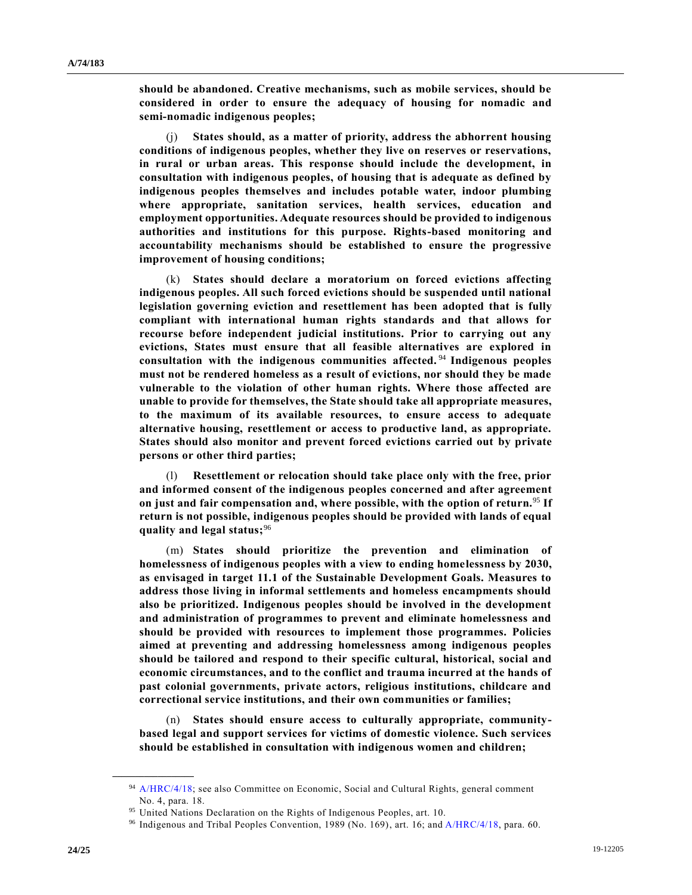**should be abandoned. Creative mechanisms, such as mobile services, should be considered in order to ensure the adequacy of housing for nomadic and semi-nomadic indigenous peoples;**

(j) **States should, as a matter of priority, address the abhorrent housing conditions of indigenous peoples, whether they live on reserves or reservations, in rural or urban areas. This response should include the development, in consultation with indigenous peoples, of housing that is adequate as defined by indigenous peoples themselves and includes potable water, indoor plumbing where appropriate, sanitation services, health services, education and employment opportunities. Adequate resources should be provided to indigenous authorities and institutions for this purpose. Rights-based monitoring and accountability mechanisms should be established to ensure the progressive improvement of housing conditions;**

(k) **States should declare a moratorium on forced evictions affecting indigenous peoples. All such forced evictions should be suspended until national legislation governing eviction and resettlement has been adopted that is fully compliant with international human rights standards and that allows for recourse before independent judicial institutions. Prior to carrying out any evictions, States must ensure that all feasible alternatives are explored in consultation with the indigenous communities affected.**[94] **Indigenous peoples must not be rendered homeless as a result of evictions, nor should they be made vulnerable to the violation of other human rights. Where those affected are unable to provide for themselves, the State should take all appropriate measures, to the maximum of its available resources, to ensure access to adequate alternative housing, resettlement or access to productive land, as appropriate. States should also monitor and prevent forced evictions carried out by private persons or other third parties;**

(l) **Resettlement or relocation should take place only with the free, prior and informed consent of the indigenous peoples concerned and after agreement on just and fair compensation and, where possible, with the option of return.**[95] **If return is not possible, indigenous peoples should be provided with lands of equal quality and legal status;**[96]

(m) **States should prioritize the prevention and elimination of homelessness of indigenous peoples with a view to ending homelessness by 2030, as envisaged in target 11.1 of the Sustainable Development Goals. Measures to address those living in informal settlements and homeless encampments should also be prioritized. Indigenous peoples should be involved in the development and administration of programmes to prevent and eliminate homelessness and should be provided with resources to implement those programmes. Policies aimed at preventing and addressing homelessness among indigenous peoples should be tailored and respond to their specific cultural, historical, social and economic circumstances, and to the conflict and trauma incurred at the hands of past colonial governments, private actors, religious institutions, childcare and correctional service institutions, and their own communities or families;**

(n) **States should ensure access to culturally appropriate, community-based legal and support services for victims of domestic violence. Such services should be established in consultation with indigenous women and children;**

---

[94] A/HRC/4/18; see also Committee on Economic, Social and Cultural Rights, general comment No. 4, para. 18.

[95] United Nations Declaration on the Rights of Indigenous Peoples, art. 10.

[96] Indigenous and Tribal Peoples Convention, 1989 (No. 169), art. 16; and A/HRC/4/18, para. 60.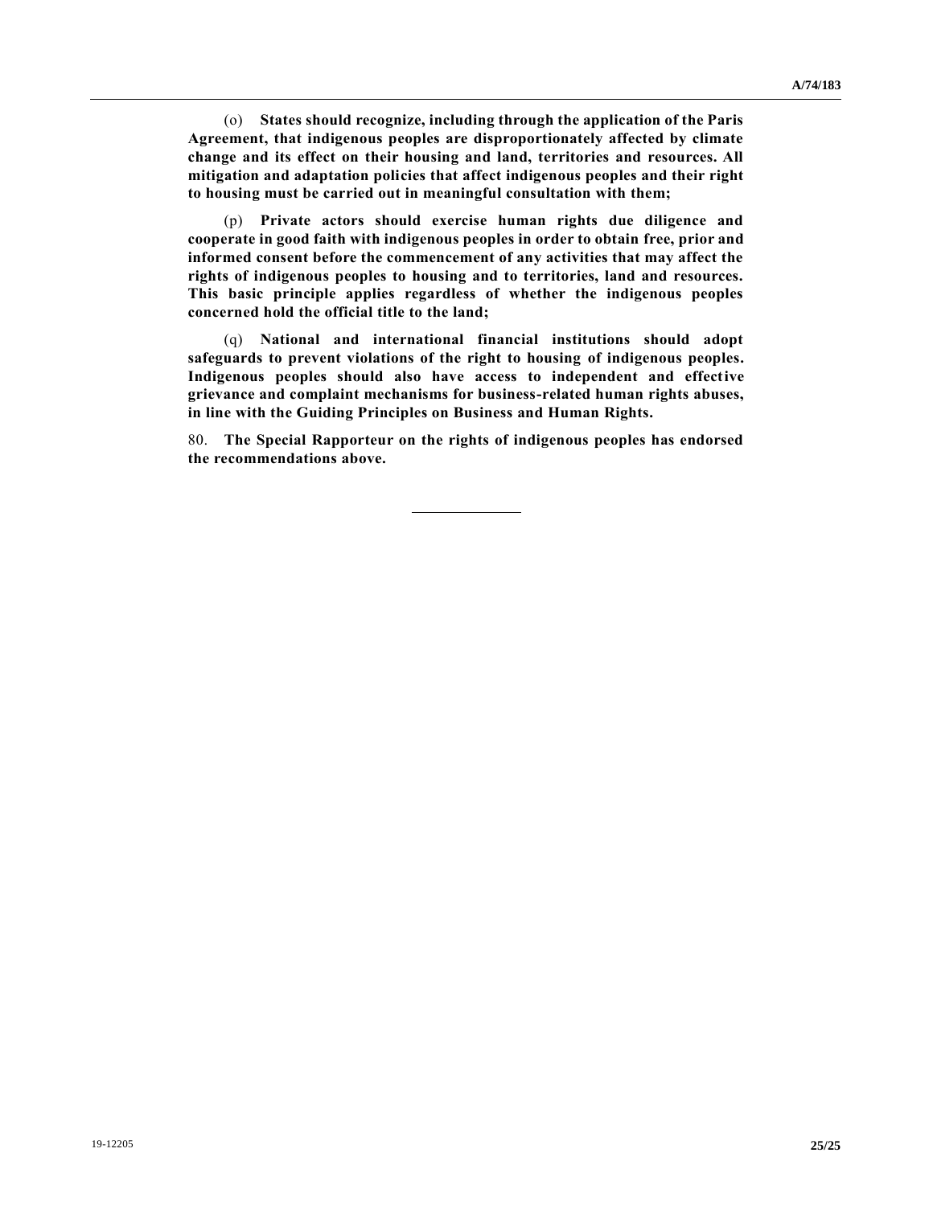(o) **States should recognize, including through the application of the Paris Agreement, that indigenous peoples are disproportionately affected by climate change and its effect on their housing and land, territories and resources. All mitigation and adaptation policies that affect indigenous peoples and their right to housing must be carried out in meaningful consultation with them;**

(p) **Private actors should exercise human rights due diligence and cooperate in good faith with indigenous peoples in order to obtain free, prior and informed consent before the commencement of any activities that may affect the rights of indigenous peoples to housing and to territories, land and resources. This basic principle applies regardless of whether the indigenous peoples concerned hold the official title to the land;**

(q) **National and international financial institutions should adopt safeguards to prevent violations of the right to housing of indigenous peoples. Indigenous peoples should also have access to independent and effective grievance and complaint mechanisms for business-related human rights abuses, in line with the Guiding Principles on Business and Human Rights.**

80. **The Special Rapporteur on the rights of indigenous peoples has endorsed the recommendations above.**